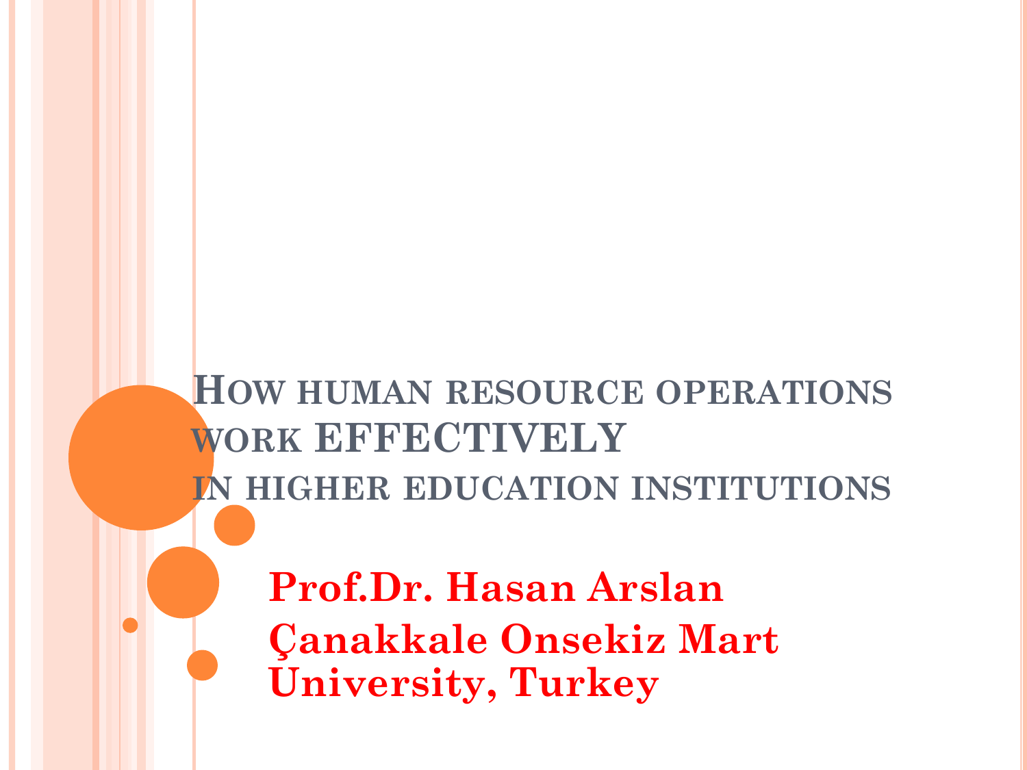# How human resource operations work EFFECTIVELY in higher education institutions

**Prof.Dr. Hasan Arslan**

**Çanakkale Onsekiz Mart University, Turkey**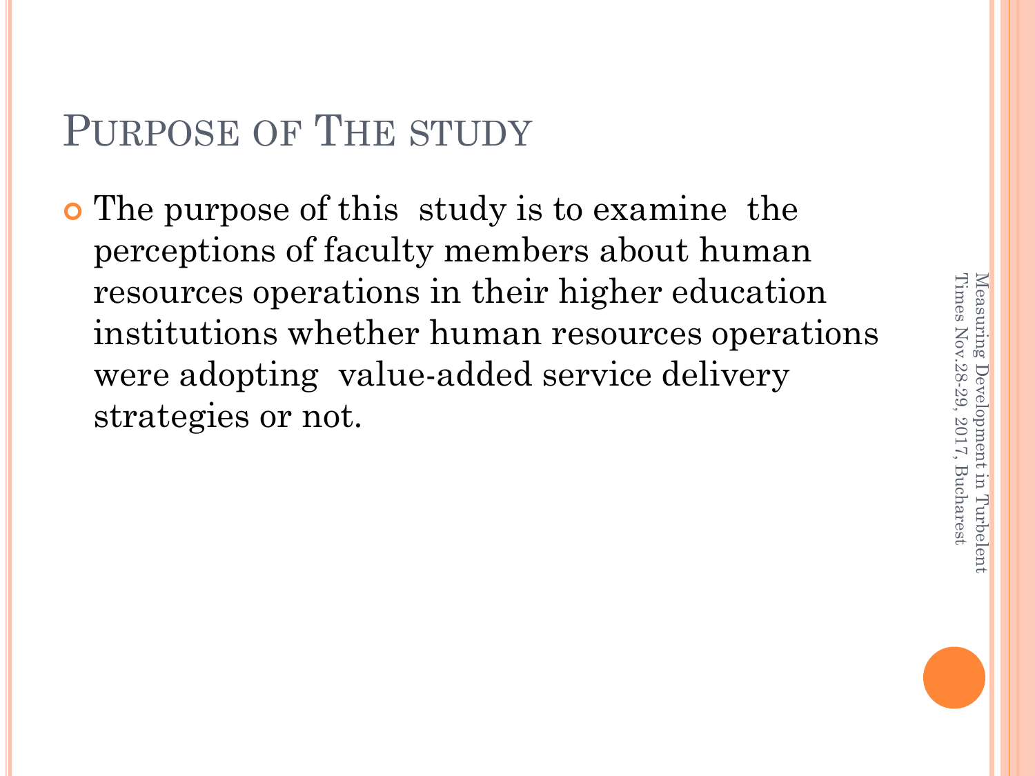# Purpose of The study

- The purpose of this study is to examine the perceptions of faculty members about human resources operations in their higher education institutions whether human resources operations were adopting value-added service delivery strategies or not.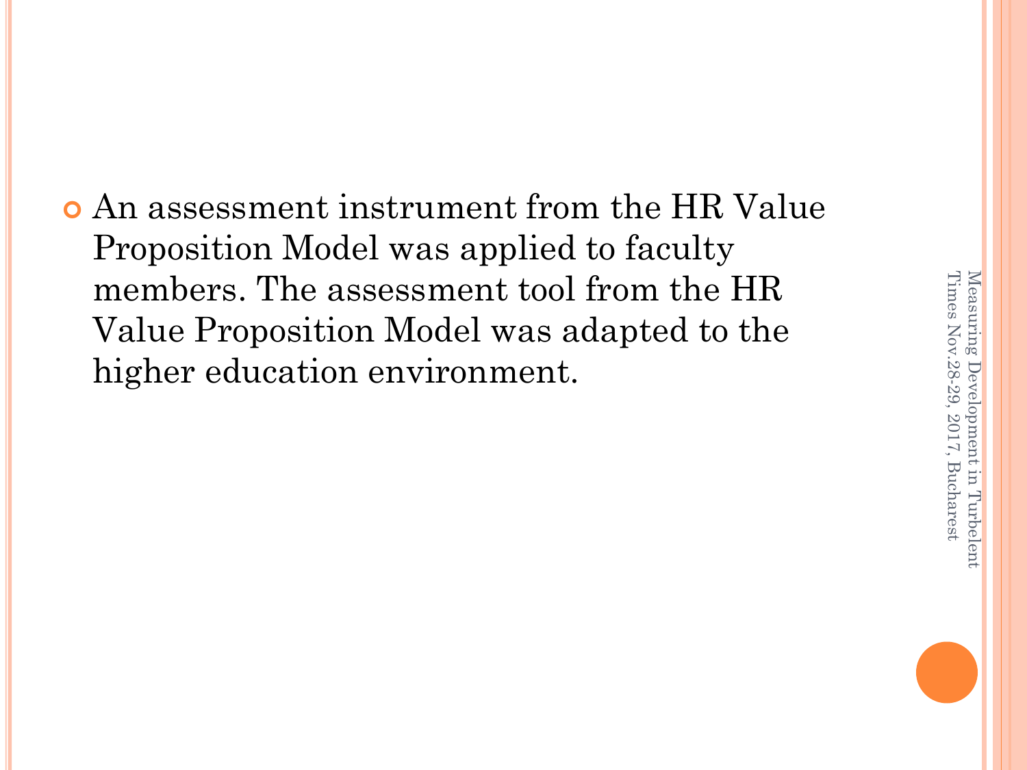- An assessment instrument from the HR Value Proposition Model was applied to faculty members. The assessment tool from the HR Value Proposition Model was adapted to the higher education environment.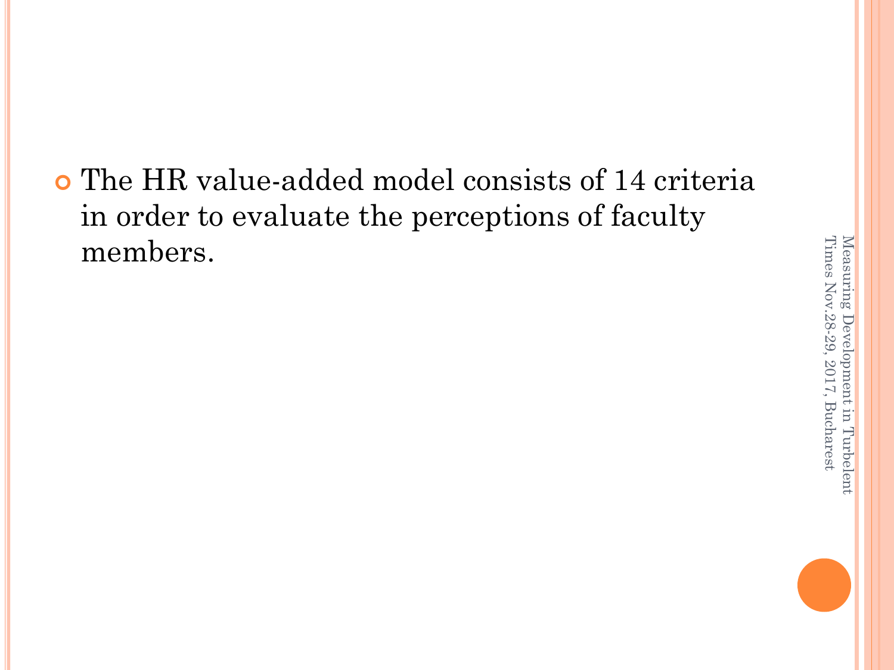- The HR value-added model consists of 14 criteria in order to evaluate the perceptions of faculty members.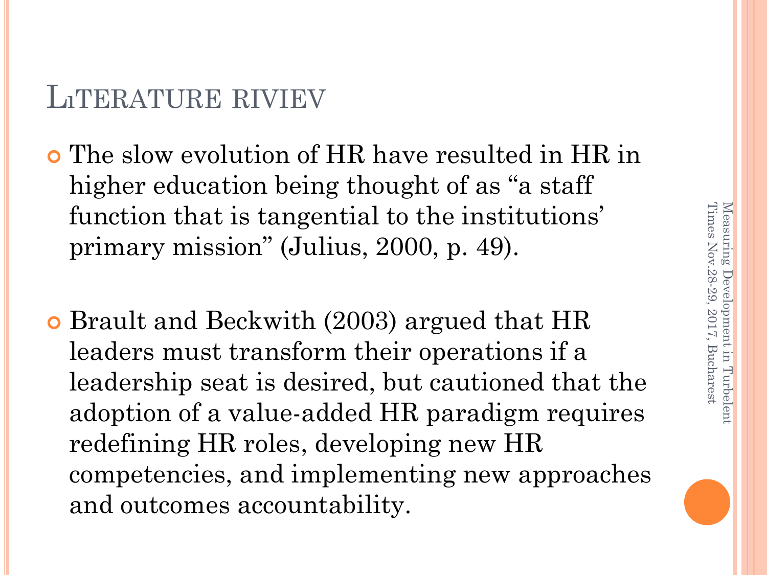# LITERATURE RIVIEV

- The slow evolution of HR have resulted in HR in higher education being thought of as “a staff function that is tangential to the institutions’ primary mission” (Julius, 2000, p. 49).

- Brault and Beckwith (2003) argued that HR leaders must transform their operations if a leadership seat is desired, but cautioned that the adoption of a value-added HR paradigm requires redefining HR roles, developing new HR competencies, and implementing new approaches and outcomes accountability.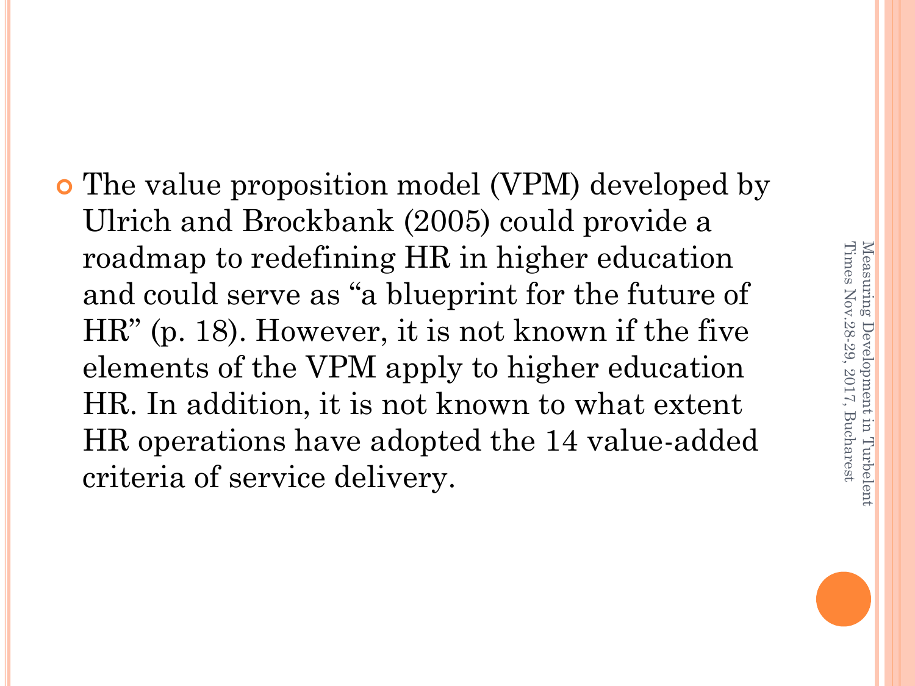- The value proposition model (VPM) developed by Ulrich and Brockbank (2005) could provide a roadmap to redefining HR in higher education and could serve as "a blueprint for the future of HR" (p. 18). However, it is not known if the five elements of the VPM apply to higher education HR. In addition, it is not known to what extent HR operations have adopted the 14 value-added criteria of service delivery.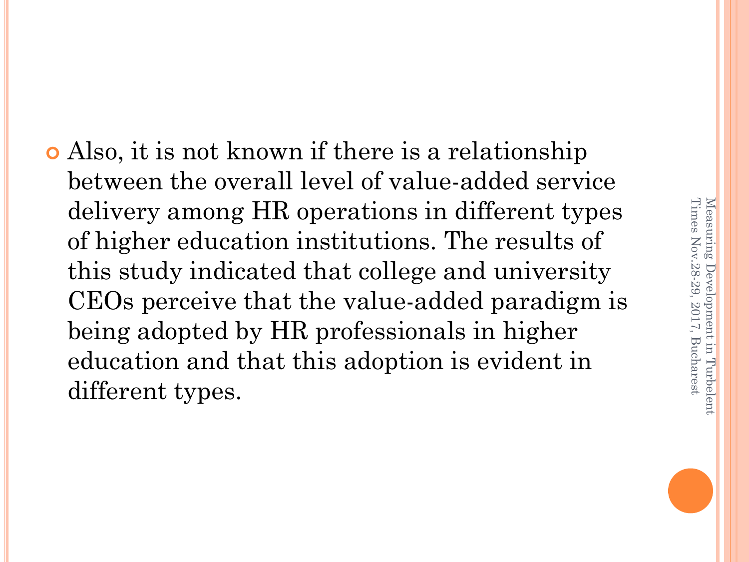- Also, it is not known if there is a relationship between the overall level of value-added service delivery among HR operations in different types of higher education institutions. The results of this study indicated that college and university CEOs perceive that the value-added paradigm is being adopted by HR professionals in higher education and that this adoption is evident in different types.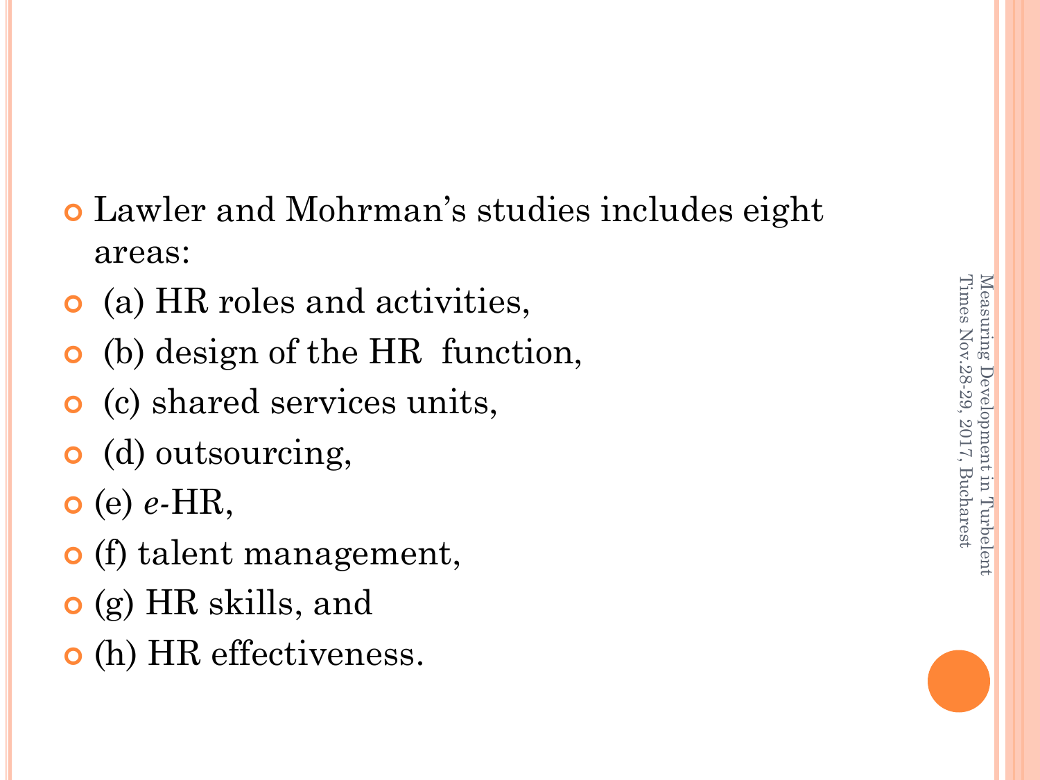- Lawler and Mohrman’s studies includes eight areas:
- (a) HR roles and activities,
- (b) design of the HR function,
- (c) shared services units,
- (d) outsourcing,
- (e) *e*-HR,
- (f) talent management,
- (g) HR skills, and
- (h) HR effectiveness.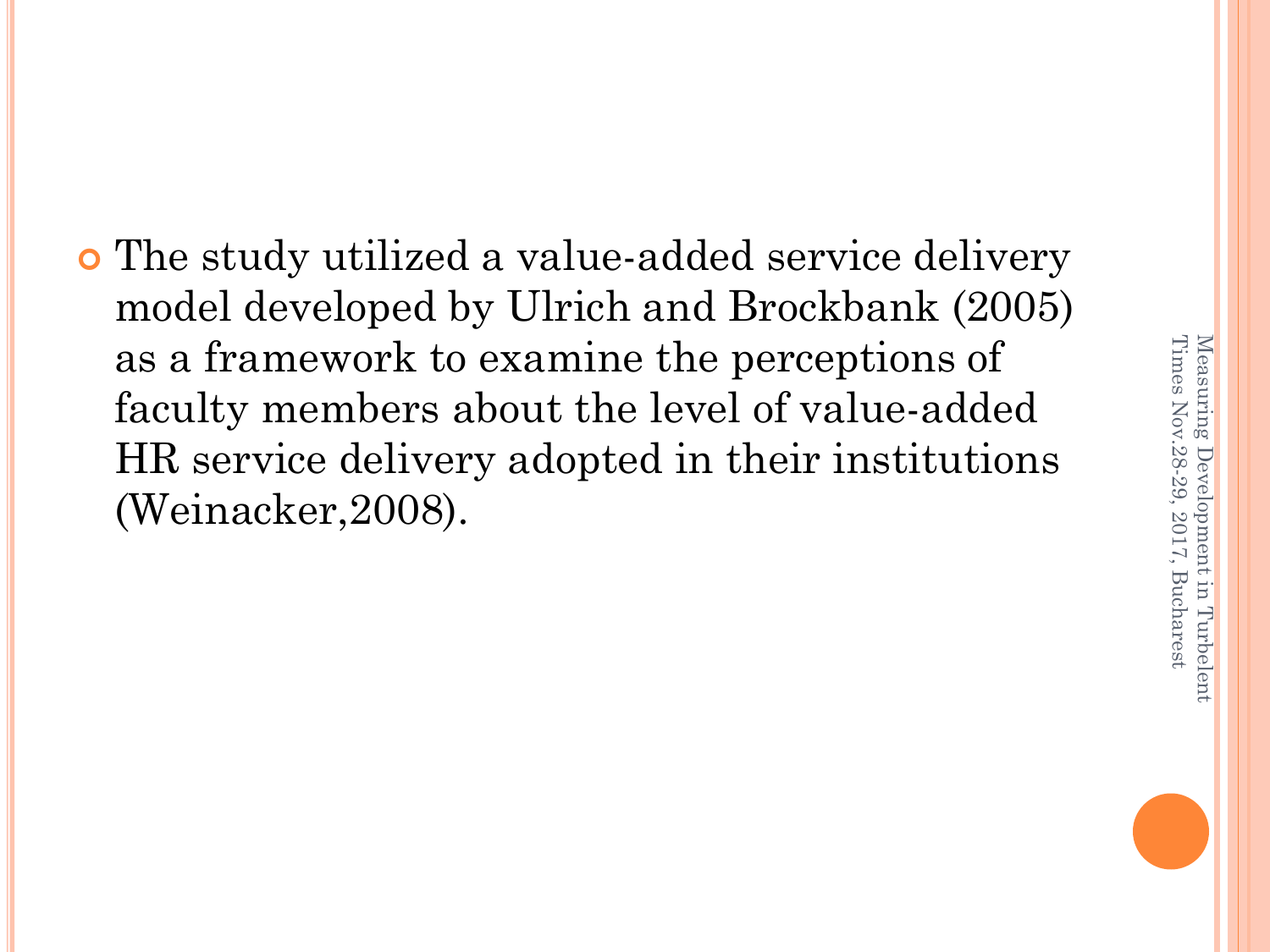- The study utilized a value-added service delivery model developed by Ulrich and Brockbank (2005) as a framework to examine the perceptions of faculty members about the level of value-added HR service delivery adopted in their institutions (Weinacker,2008).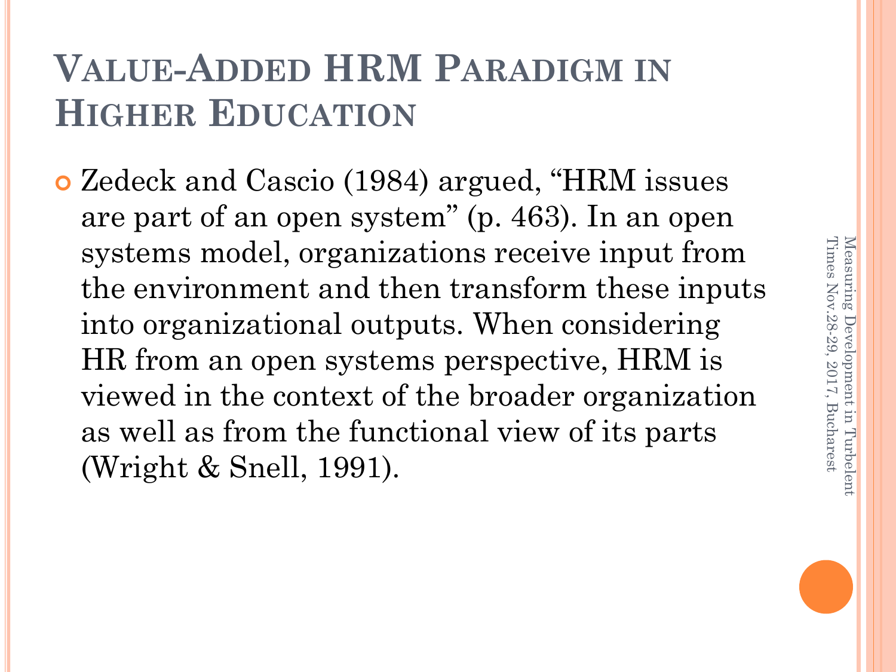# Value-Added HRM Paradigm in Higher Education

- Zedeck and Cascio (1984) argued, "HRM issues are part of an open system" (p. 463). In an open systems model, organizations receive input from the environment and then transform these inputs into organizational outputs. When considering HR from an open systems perspective, HRM is viewed in the context of the broader organization as well as from the functional view of its parts (Wright & Snell, 1991).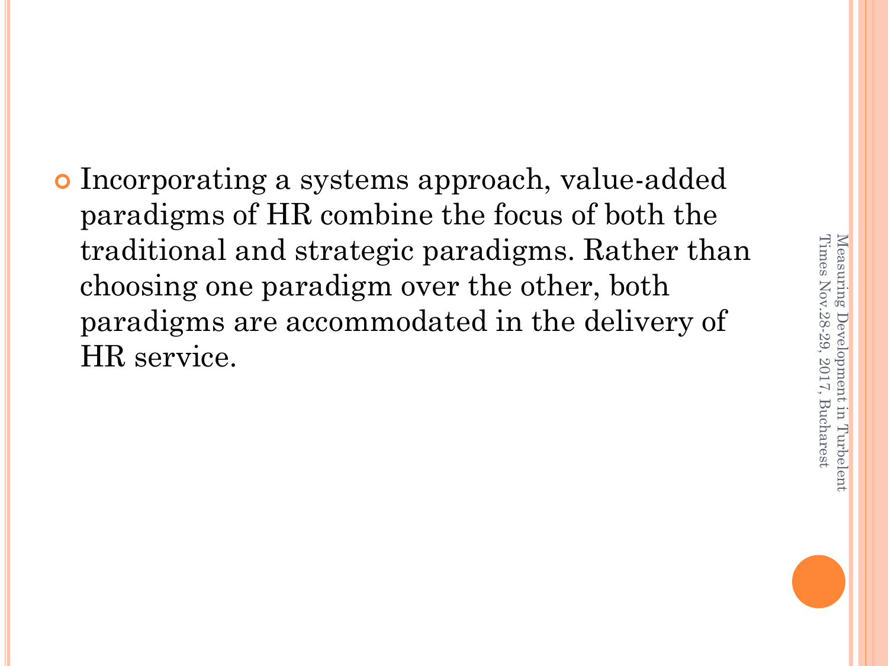- Incorporating a systems approach, value-added paradigms of HR combine the focus of both the traditional and strategic paradigms. Rather than choosing one paradigm over the other, both paradigms are accommodated in the delivery of HR service.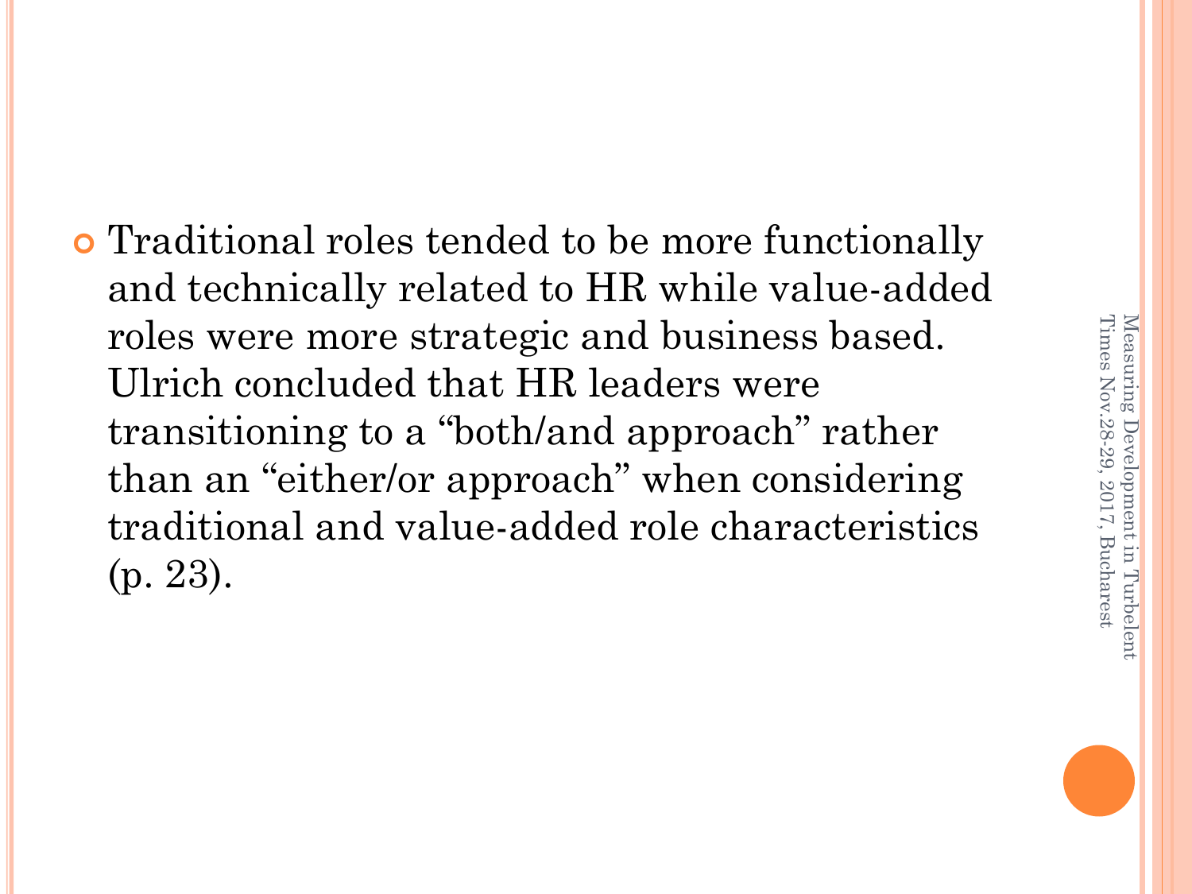- Traditional roles tended to be more functionally and technically related to HR while value-added roles were more strategic and business based. Ulrich concluded that HR leaders were transitioning to a “both/and approach” rather than an “either/or approach” when considering traditional and value-added role characteristics (p. 23).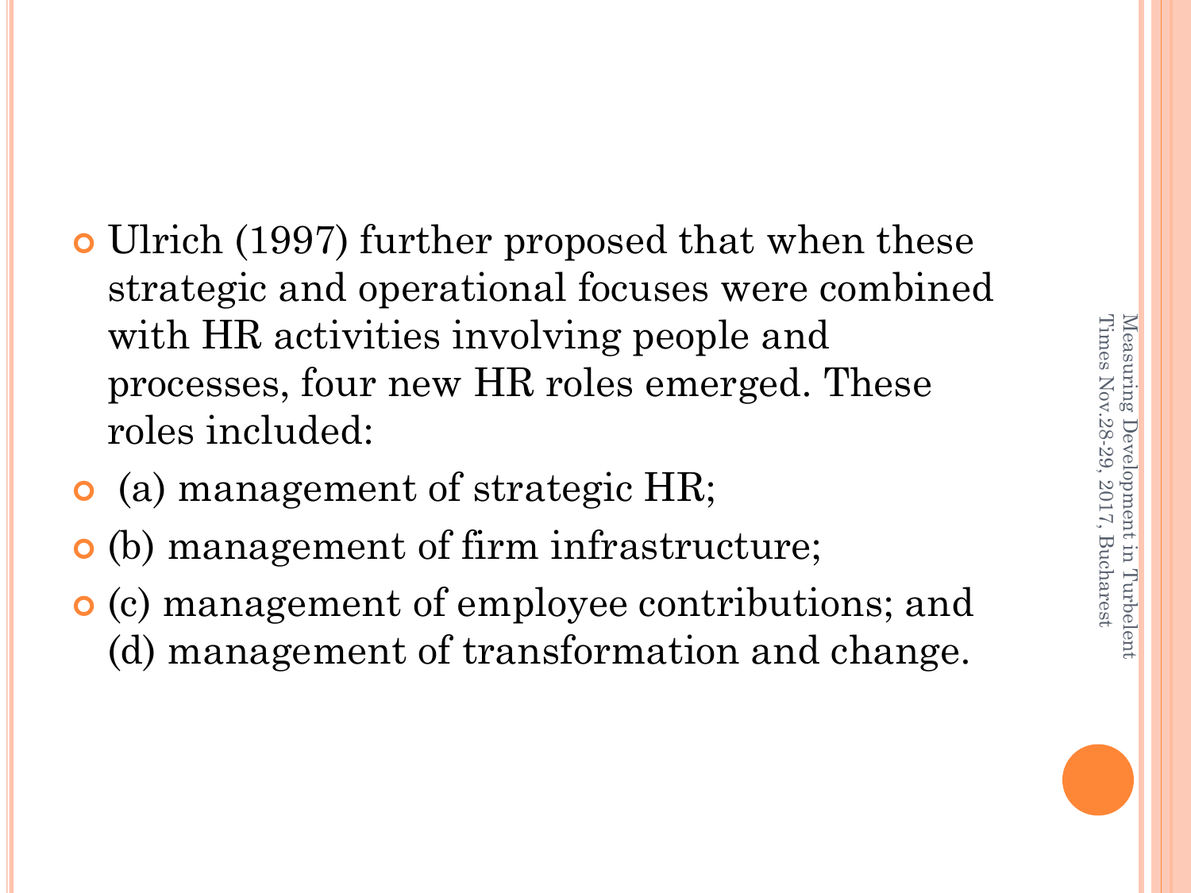- Ulrich (1997) further proposed that when these strategic and operational focuses were combined with HR activities involving people and processes, four new HR roles emerged. These roles included:
- (a) management of strategic HR;
- (b) management of firm infrastructure;
- (c) management of employee contributions; and (d) management of transformation and change.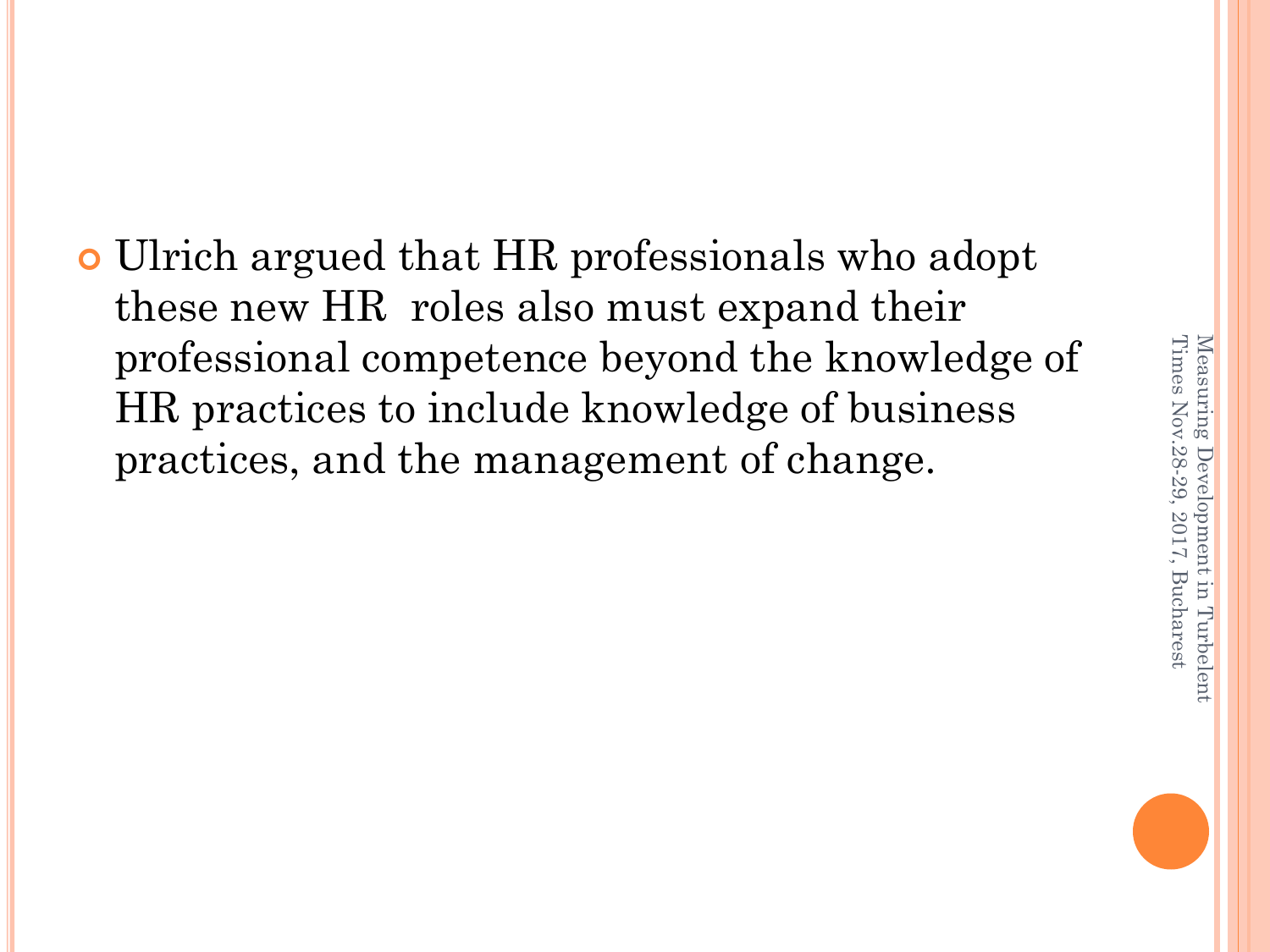- Ulrich argued that HR professionals who adopt these new HR  roles also must expand their professional competence beyond the knowledge of HR practices to include knowledge of business practices, and the management of change.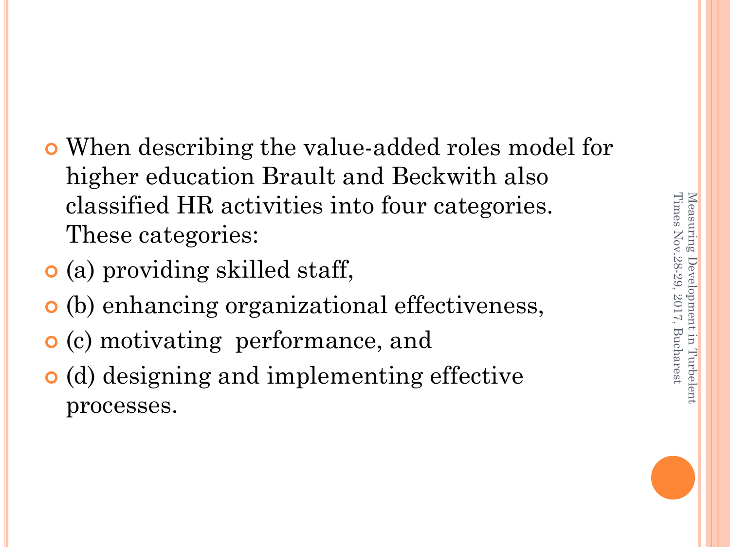- When describing the value-added roles model for higher education Brault and Beckwith also classified HR activities into four categories. These categories:
- (a) providing skilled staff,
- (b) enhancing organizational effectiveness,
- (c) motivating performance, and
- (d) designing and implementing effective processes.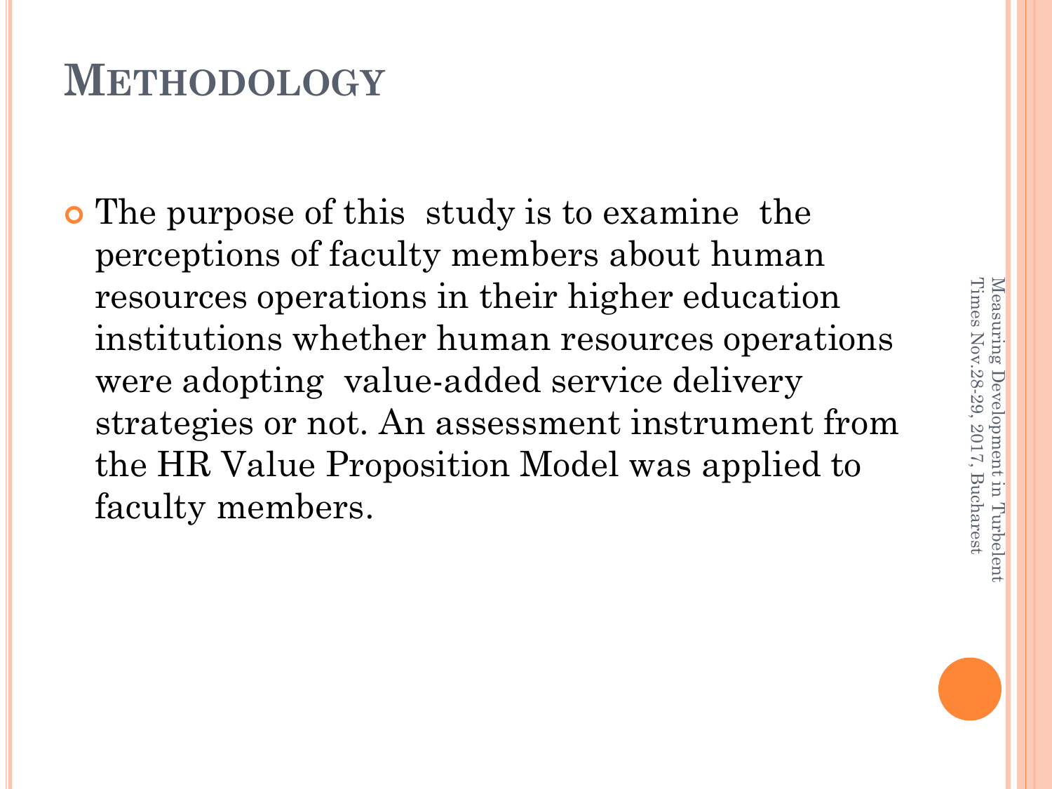# Methodology

- The purpose of this study is to examine the perceptions of faculty members about human resources operations in their higher education institutions whether human resources operations were adopting value-added service delivery strategies or not. An assessment instrument from the HR Value Proposition Model was applied to faculty members.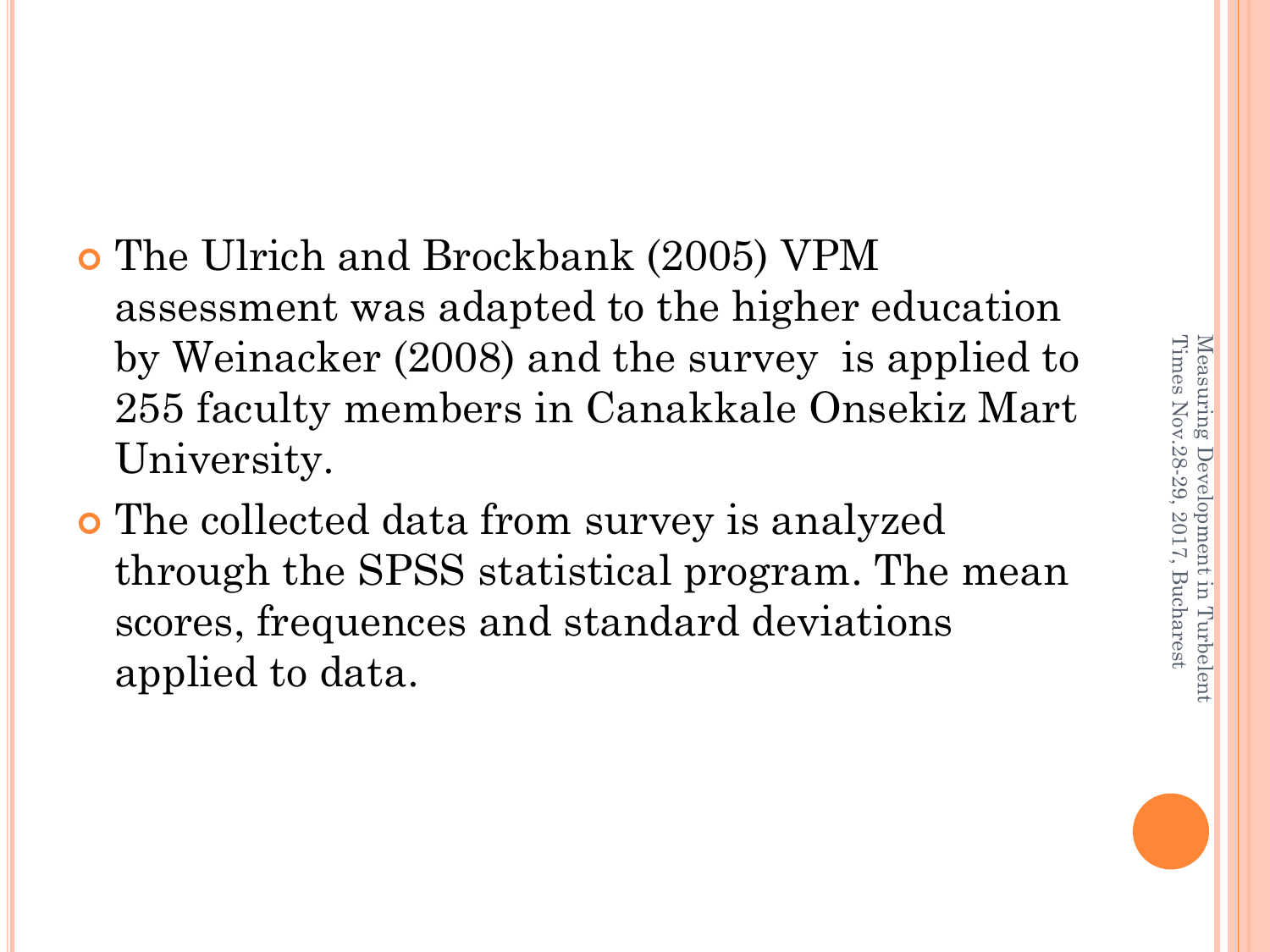- The Ulrich and Brockbank (2005) VPM assessment was adapted to the higher education by Weinacker (2008) and the survey is applied to 255 faculty members in Canakkale Onsekiz Mart University.
- The collected data from survey is analyzed through the SPSS statistical program. The mean scores, frequences and standard deviations applied to data.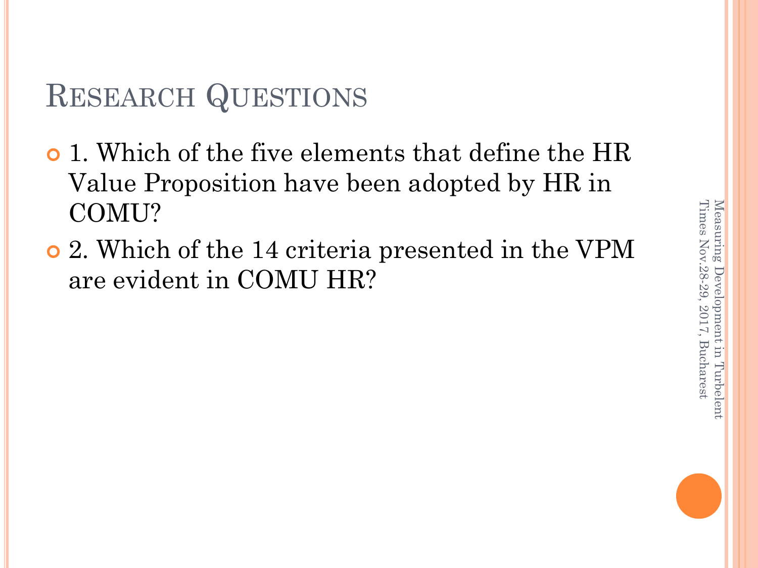## Research Questions

- 1. Which of the five elements that define the HR Value Proposition have been adopted by HR in COMU?
- 2. Which of the 14 criteria presented in the VPM are evident in COMU HR?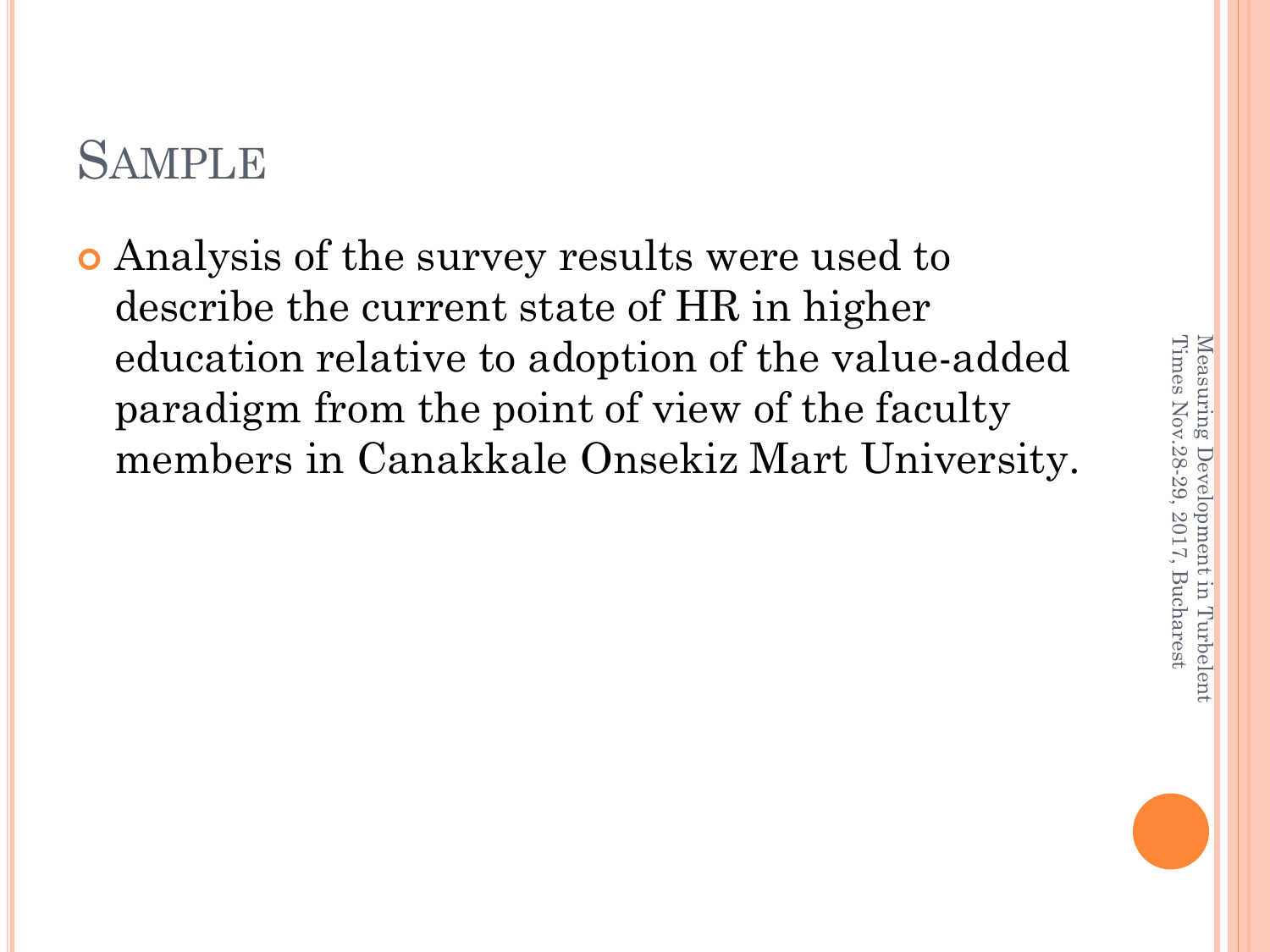# Sample

- Analysis of the survey results were used to describe the current state of HR in higher education relative to adoption of the value-added paradigm from the point of view of the faculty members in Canakkale Onsekiz Mart University.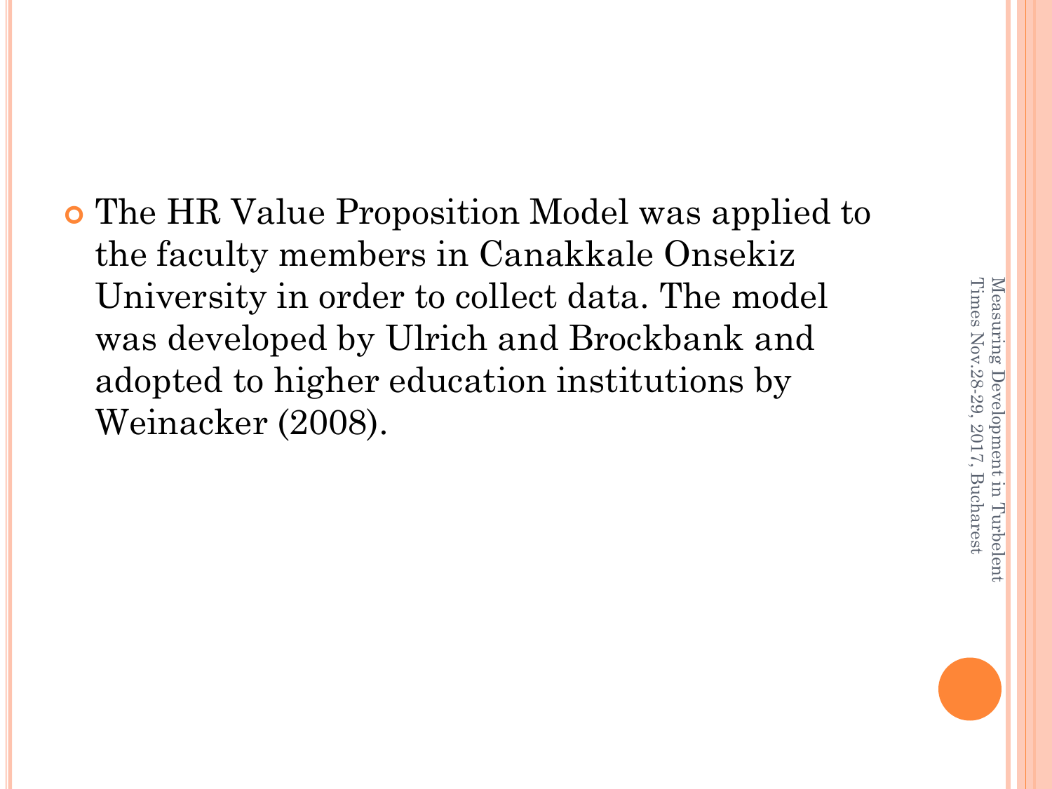- The HR Value Proposition Model was applied to the faculty members in Canakkale Onsekiz University in order to collect data. The model was developed by Ulrich and Brockbank and adopted to higher education institutions by Weinacker (2008).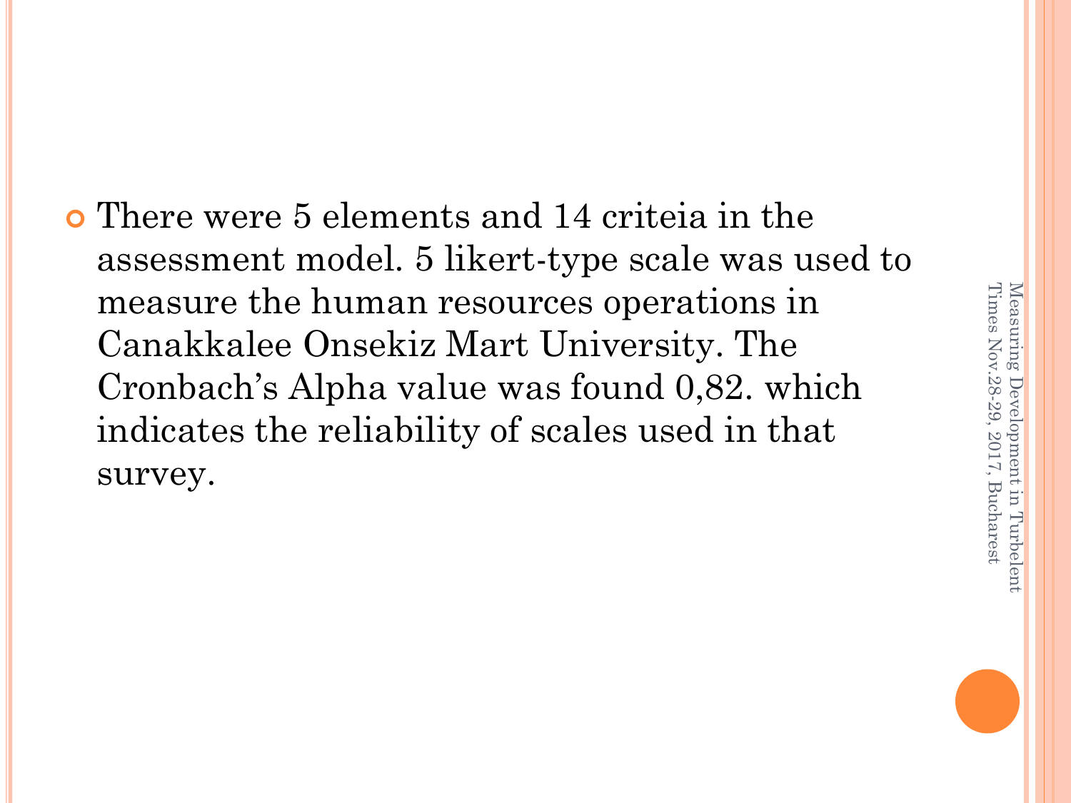- There were 5 elements and 14 criteia in the assessment model. 5 likert-type scale was used to measure the human resources operations in Canakkalee Onsekiz Mart University. The Cronbach's Alpha value was found 0,82. which indicates the reliability of scales used in that survey.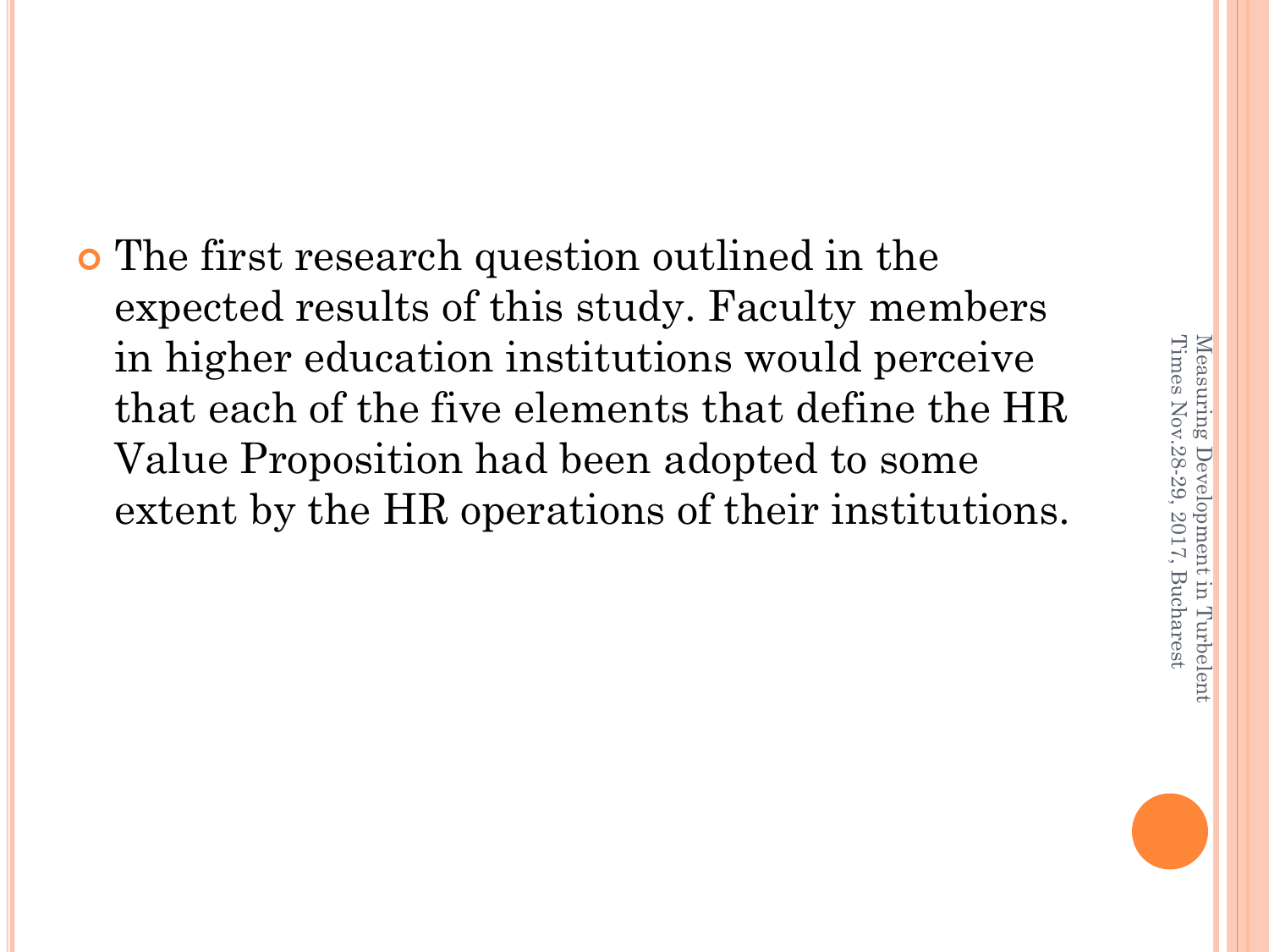- The first research question outlined in the expected results of this study. Faculty members in higher education institutions would perceive that each of the five elements that define the HR Value Proposition had been adopted to some extent by the HR operations of their institutions.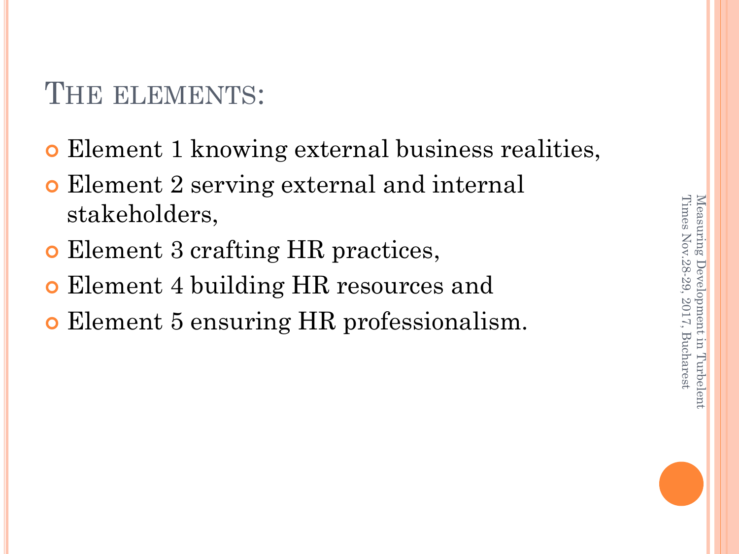# The elements:

- Element 1 knowing external business realities,
- Element 2 serving external and internal stakeholders,
- Element 3 crafting HR practices,
- Element 4 building HR resources and
- Element 5 ensuring HR professionalism.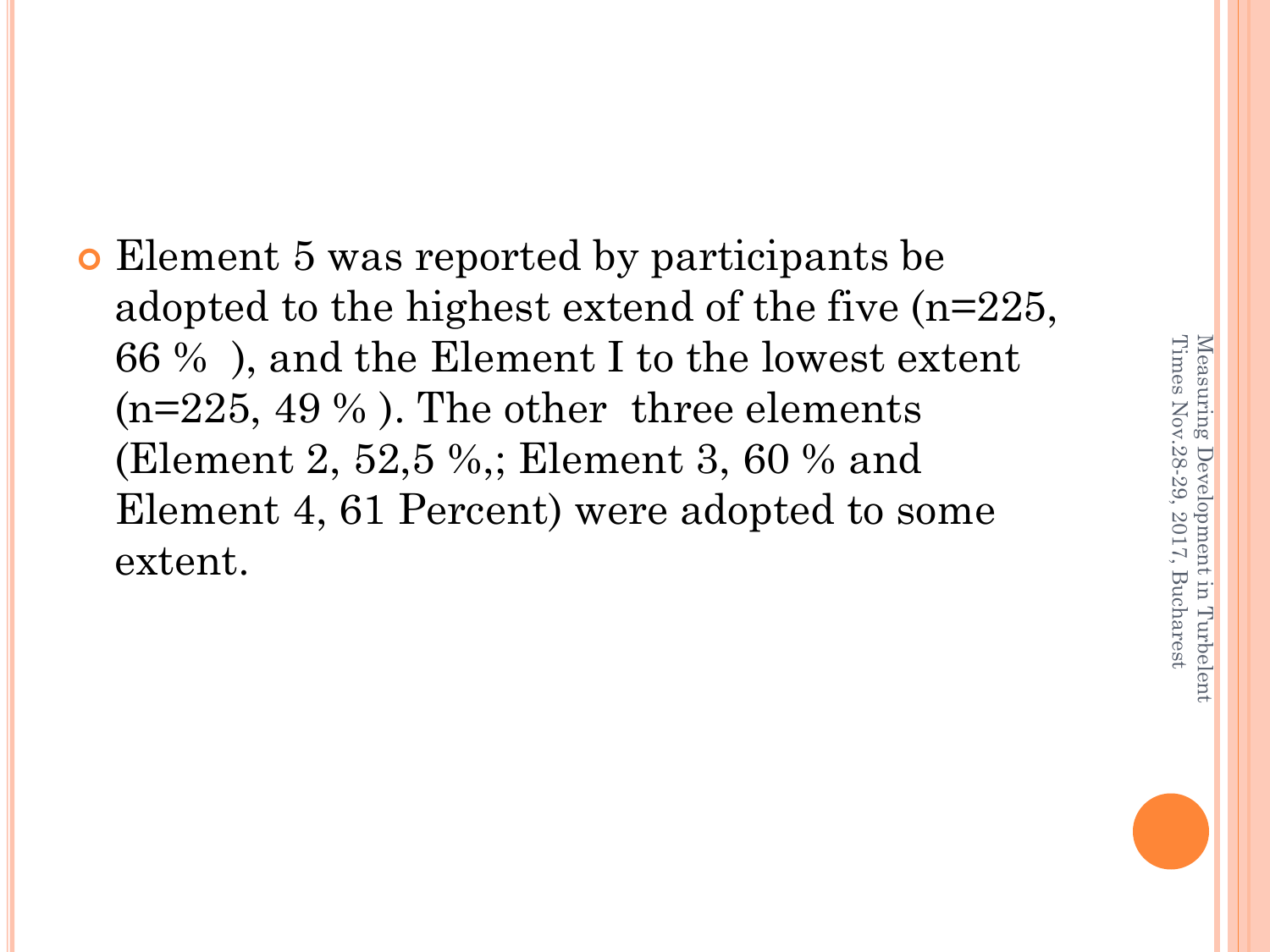- Element 5 was reported by participants be adopted to the highest extend of the five (n=225, 66 %  ), and the Element I to the lowest extent (n=225, 49 % ). The other  three elements (Element 2, 52,5 %,; Element 3, 60 % and Element 4, 61 Percent) were adopted to some extent.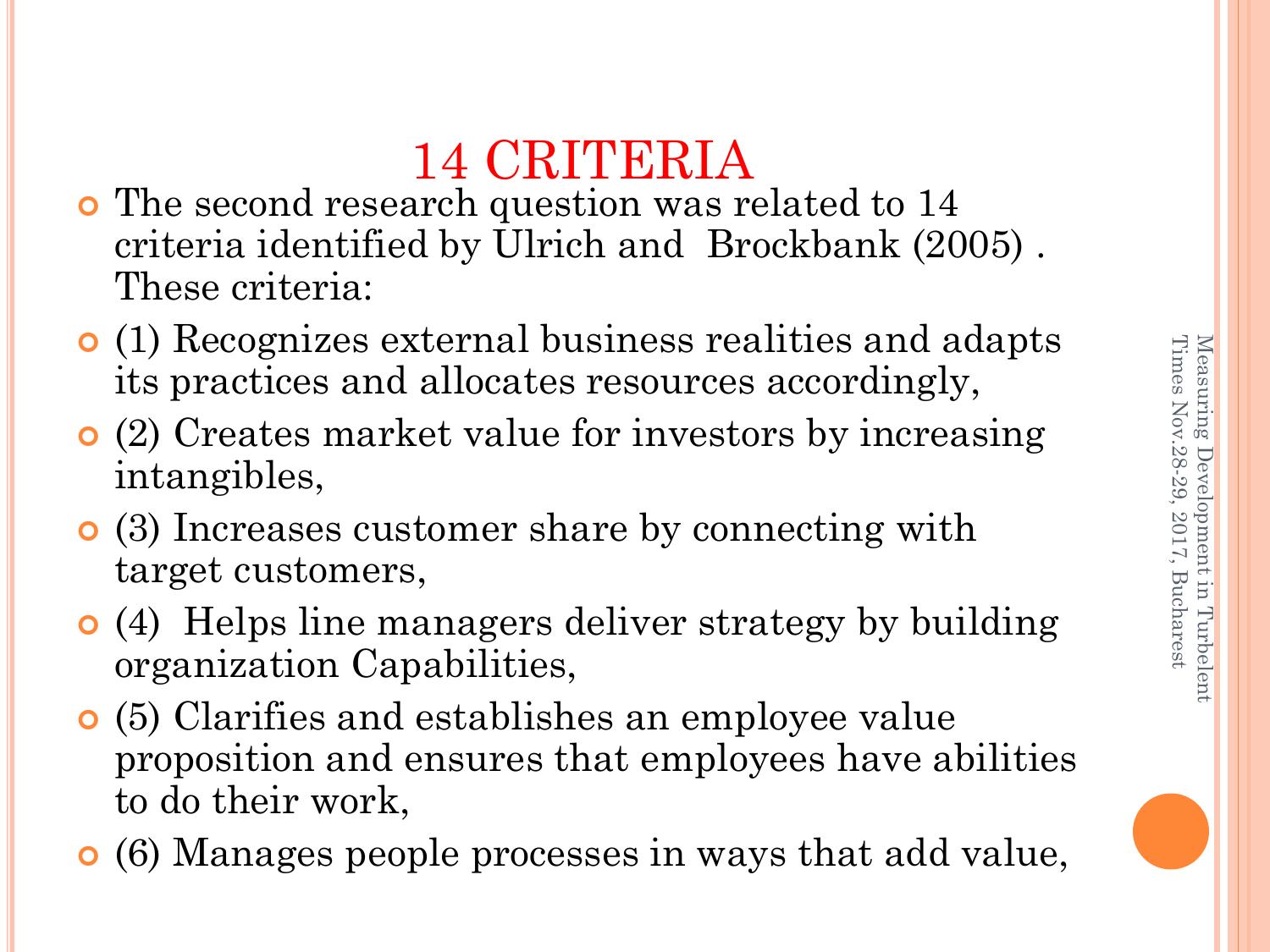# 14 CRITERIA

- The second research question was related to 14 criteria identified by Ulrich and Brockbank (2005) . These criteria:
- (1) Recognizes external business realities and adapts its practices and allocates resources accordingly,
- (2) Creates market value for investors by increasing intangibles,
- (3) Increases customer share by connecting with target customers,
- (4) Helps line managers deliver strategy by building organization Capabilities,
- (5) Clarifies and establishes an employee value proposition and ensures that employees have abilities to do their work,
- (6) Manages people processes in ways that add value,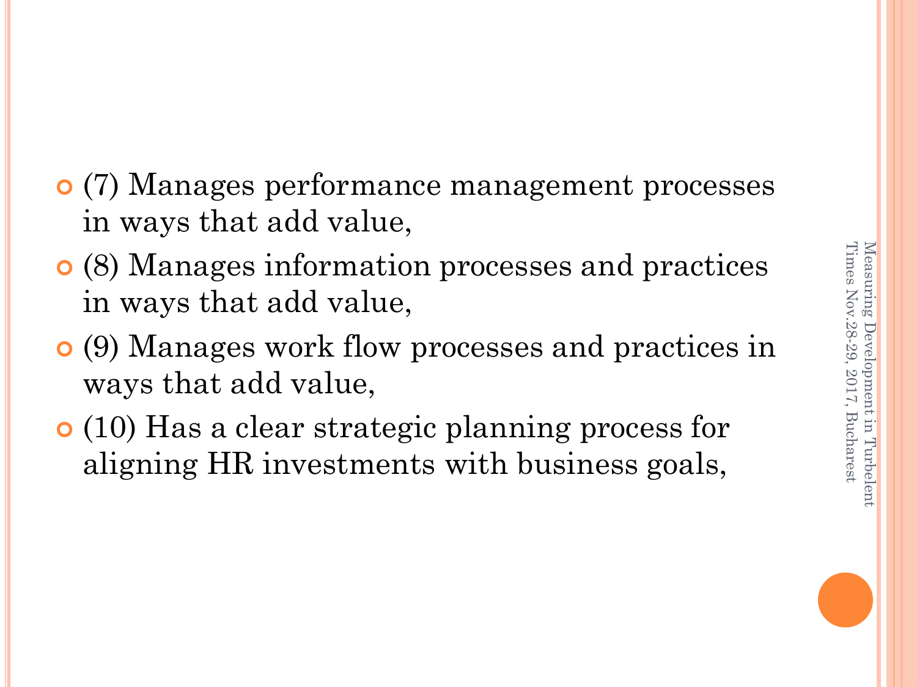- (7) Manages performance management processes in ways that add value,
- (8) Manages information processes and practices in ways that add value,
- (9) Manages work flow processes and practices in ways that add value,
- (10) Has a clear strategic planning process for aligning HR investments with business goals,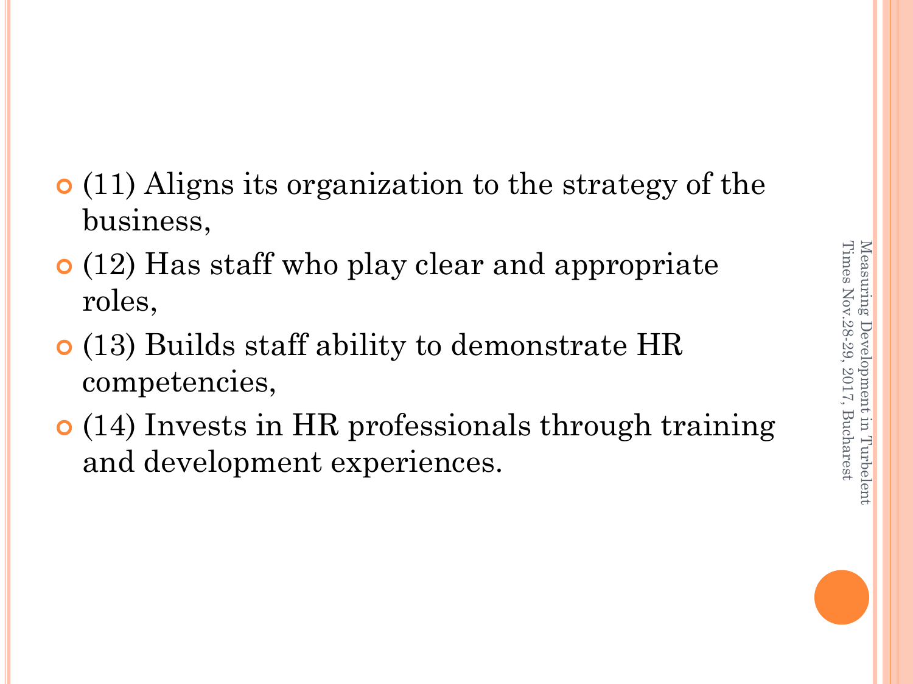- (11) Aligns its organization to the strategy of the business,
- (12) Has staff who play clear and appropriate roles,
- (13) Builds staff ability to demonstrate HR competencies,
- (14) Invests in HR professionals through training and development experiences.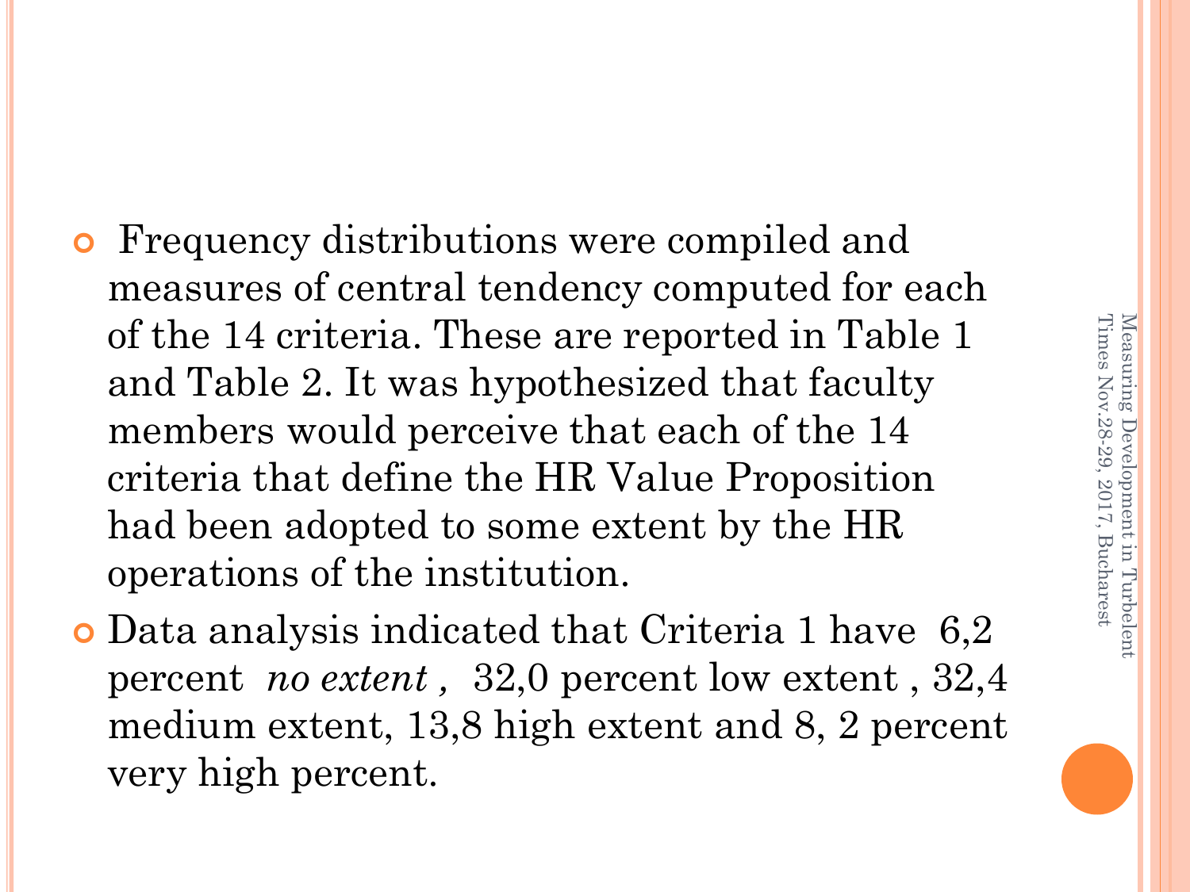- Frequency distributions were compiled and measures of central tendency computed for each of the 14 criteria. These are reported in Table 1 and Table 2. It was hypothesized that faculty members would perceive that each of the 14 criteria that define the HR Value Proposition had been adopted to some extent by the HR operations of the institution.
- Data analysis indicated that Criteria 1 have 6,2 percent *no extent* , 32,0 percent low extent , 32,4 medium extent, 13,8 high extent and 8, 2 percent very high percent.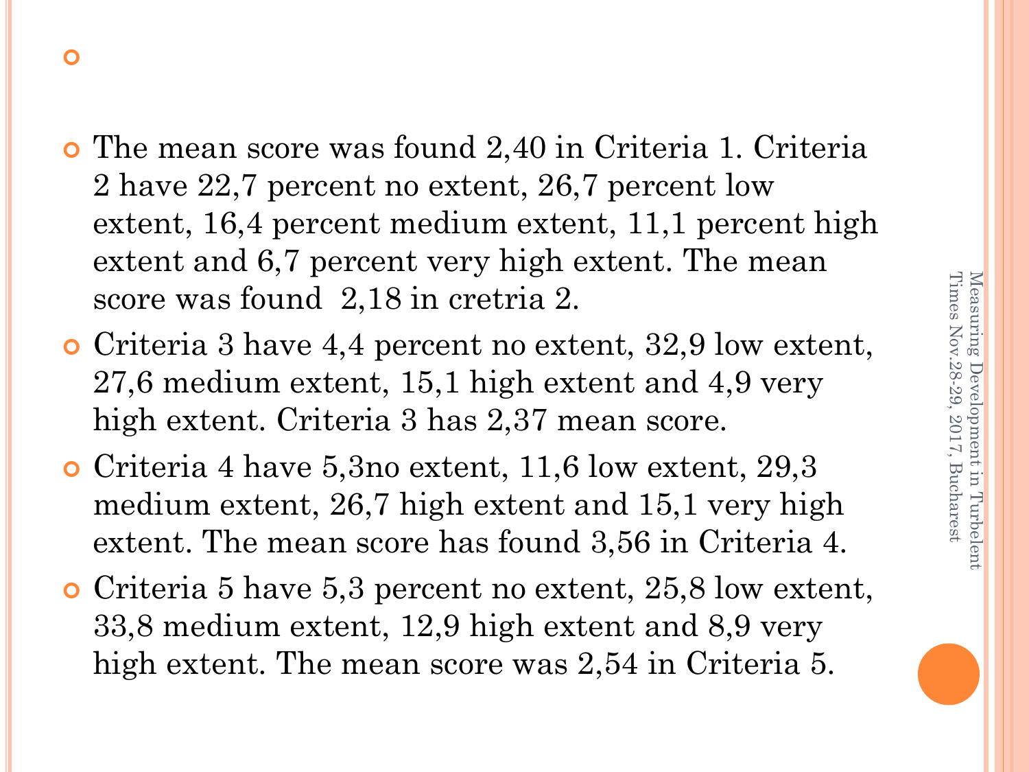- The mean score was found 2,40 in Criteria 1. Criteria 2 have 22,7 percent no extent, 26,7 percent low extent, 16,4 percent medium extent, 11,1 percent high extent and 6,7 percent very high extent. The mean score was found  2,18 in cretria 2.
- Criteria 3 have 4,4 percent no extent, 32,9 low extent, 27,6 medium extent, 15,1 high extent and 4,9 very high extent. Criteria 3 has 2,37 mean score.
- Criteria 4 have 5,3no extent, 11,6 low extent, 29,3 medium extent, 26,7 high extent and 15,1 very high extent. The mean score has found 3,56 in Criteria 4.
- Criteria 5 have 5,3 percent no extent, 25,8 low extent, 33,8 medium extent, 12,9 high extent and 8,9 very high extent. The mean score was 2,54 in Criteria 5.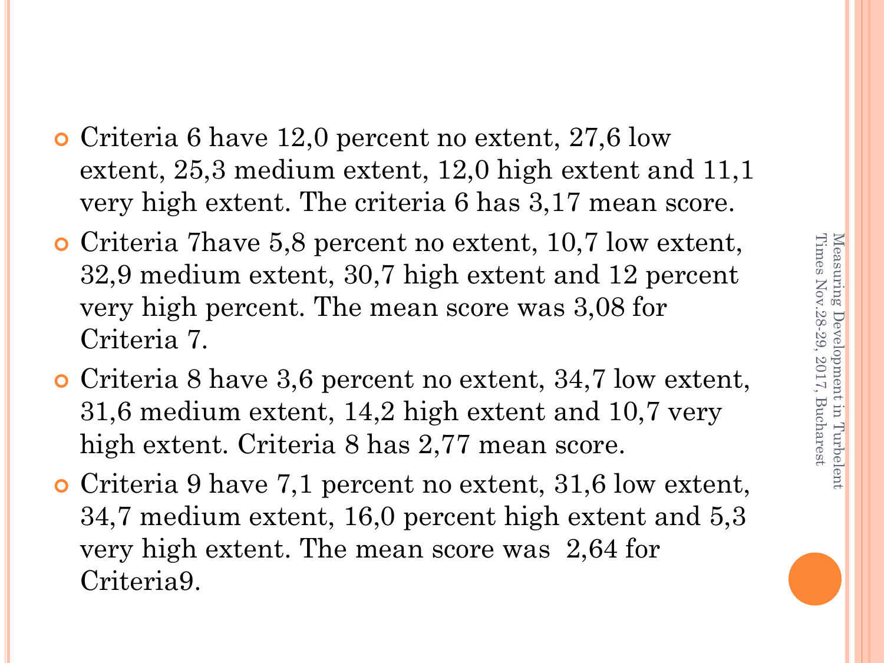- Criteria 6 have 12,0 percent no extent, 27,6 low extent, 25,3 medium extent, 12,0 high extent and 11,1 very high extent. The criteria 6 has 3,17 mean score.
- Criteria 7have 5,8 percent no extent, 10,7 low extent, 32,9 medium extent, 30,7 high extent and 12 percent very high percent. The mean score was 3,08 for Criteria 7.
- Criteria 8 have 3,6 percent no extent, 34,7 low extent, 31,6 medium extent, 14,2 high extent and 10,7 very high extent. Criteria 8 has 2,77 mean score.
- Criteria 9 have 7,1 percent no extent, 31,6 low extent, 34,7 medium extent, 16,0 percent high extent and 5,3 very high extent. The mean score was 2,64 for Criteria9.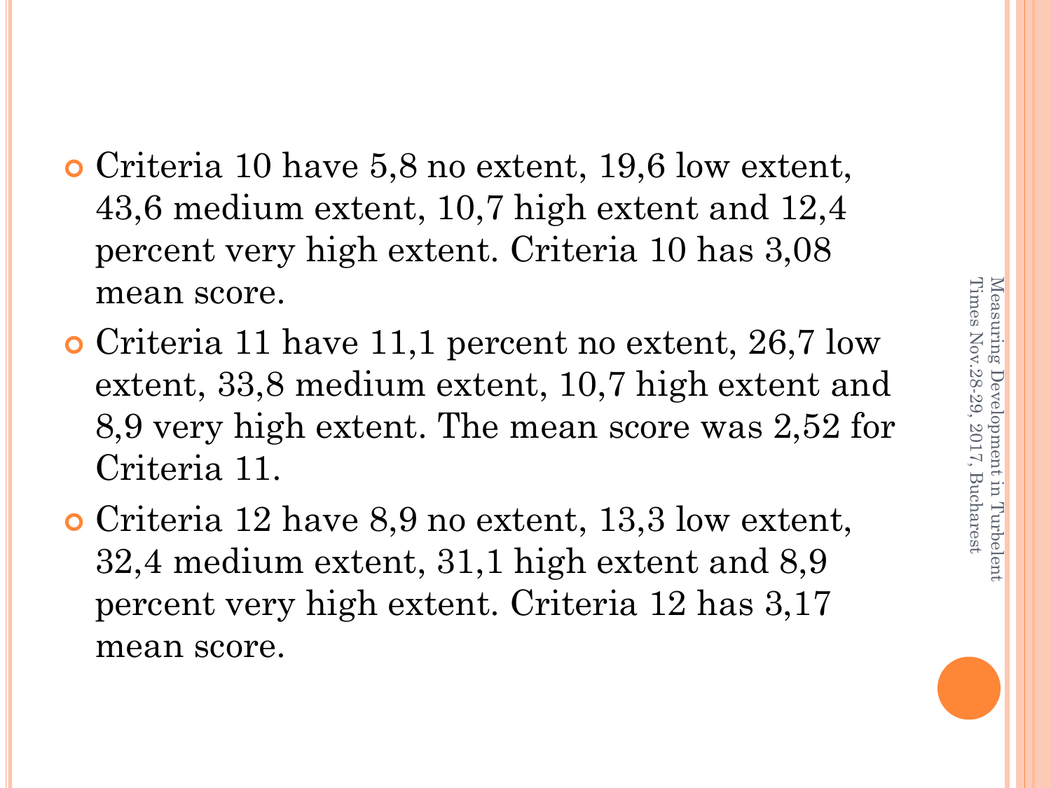- Criteria 10 have 5,8 no extent, 19,6 low extent, 43,6 medium extent, 10,7 high extent and 12,4 percent very high extent. Criteria 10 has 3,08 mean score.
- Criteria 11 have 11,1 percent no extent, 26,7 low extent, 33,8 medium extent, 10,7 high extent and 8,9 very high extent. The mean score was 2,52 for Criteria 11.
- Criteria 12 have 8,9 no extent, 13,3 low extent, 32,4 medium extent, 31,1 high extent and 8,9 percent very high extent. Criteria 12 has 3,17 mean score.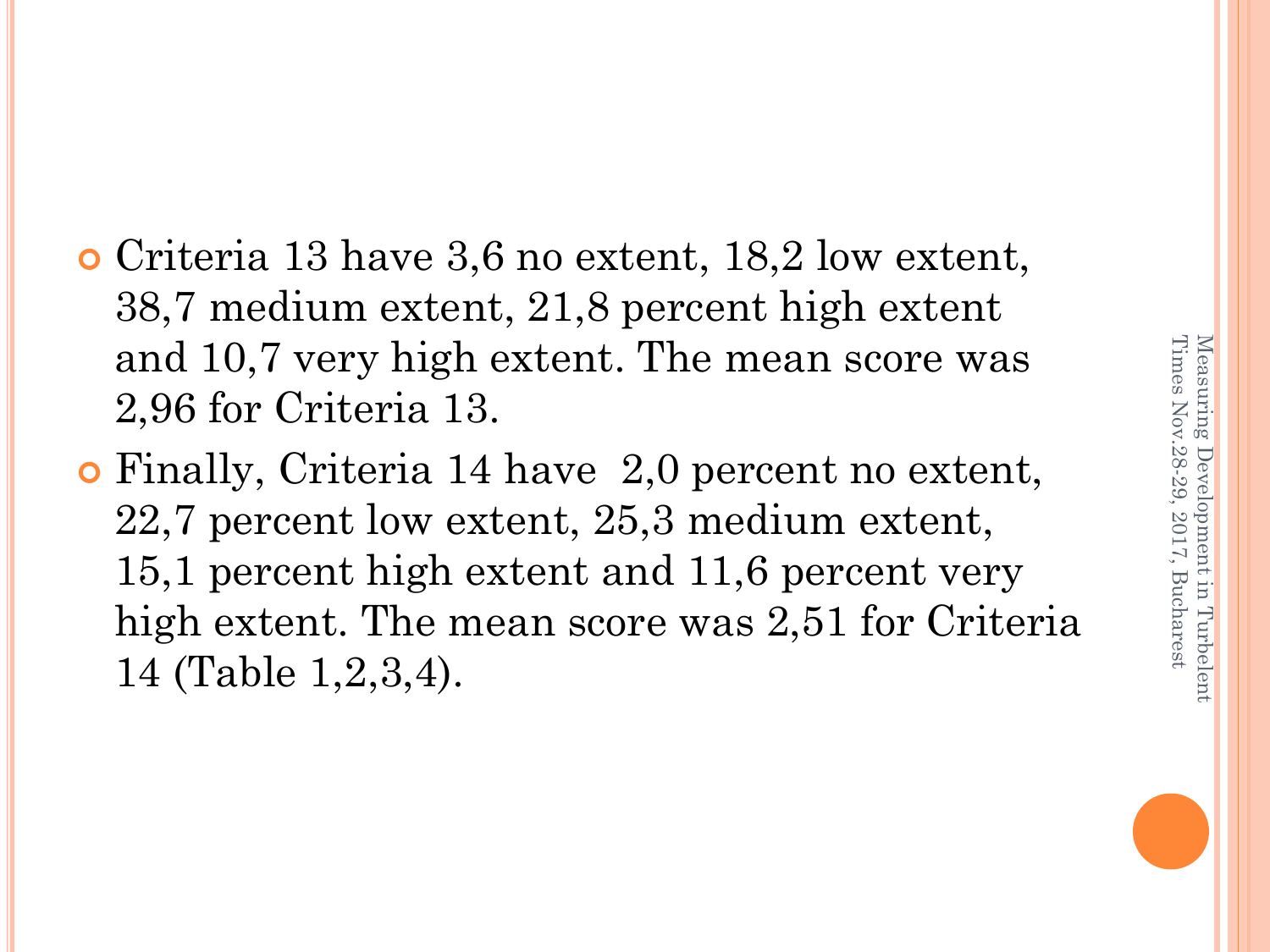- Criteria 13 have 3,6 no extent, 18,2 low extent, 38,7 medium extent, 21,8 percent high extent and 10,7 very high extent. The mean score was 2,96 for Criteria 13.
- Finally, Criteria 14 have  2,0 percent no extent, 22,7 percent low extent, 25,3 medium extent, 15,1 percent high extent and 11,6 percent very high extent. The mean score was 2,51 for Criteria 14 (Table 1,2,3,4).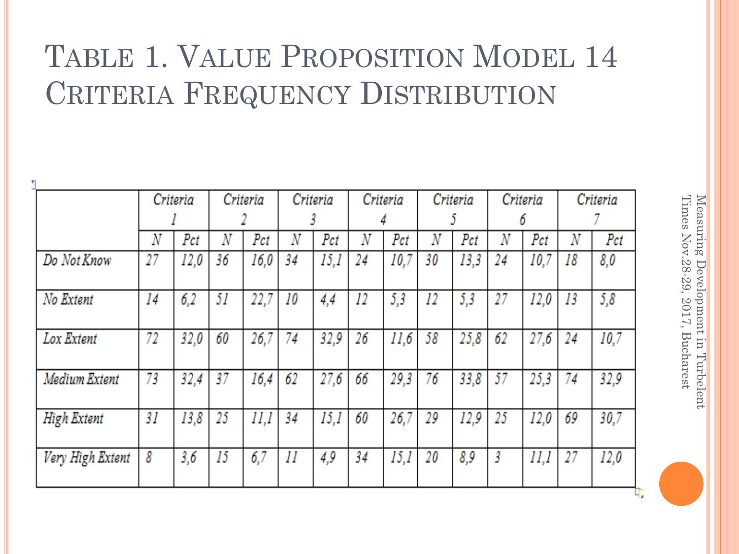# Table 1. Value Proposition Model 14 Criteria Frequency Distribution

| | Criteria 1 | | Criteria 2 | | Criteria 3 | | Criteria 4 | | Criteria 5 | | Criteria 6 | | Criteria 7 | |
|---|---|---|---|---|---|---|---|---|---|---|---|---|---|---|
| | N | Pct | N | Pct | N | Pct | N | Pct | N | Pct | N | Pct | N | Pct |
| *Do Not Know* | 27 | 12,0 | 36 | 16,0 | 34 | 15,1 | 24 | 10,7 | 30 | 13,3 | 24 | 10,7 | 18 | 8,0 |
| *No Extent* | 14 | 6,2 | 51 | 22,7 | 10 | 4,4 | 12 | 5,3 | 12 | 5,3 | 27 | 12,0 | 13 | 5,8 |
| *Lox Extent* | 72 | 32,0 | 60 | 26,7 | 74 | 32,9 | 26 | 11,6 | 58 | 25,8 | 62 | 27,6 | 24 | 10,7 |
| *Medium Extent* | 73 | 32,4 | 37 | 16,4 | 62 | 27,6 | 66 | 29,3 | 76 | 33,8 | 57 | 25,3 | 74 | 32,9 |
| *High Extent* | 31 | 13,8 | 25 | 11,1 | 34 | 15,1 | 60 | 26,7 | 29 | 12,9 | 25 | 12,0 | 69 | 30,7 |
| *Very High Extent* | 8 | 3,6 | 15 | 6,7 | 11 | 4,9 | 34 | 15,1 | 20 | 8,9 | 3 | 11,1 | 27 | 12,0 |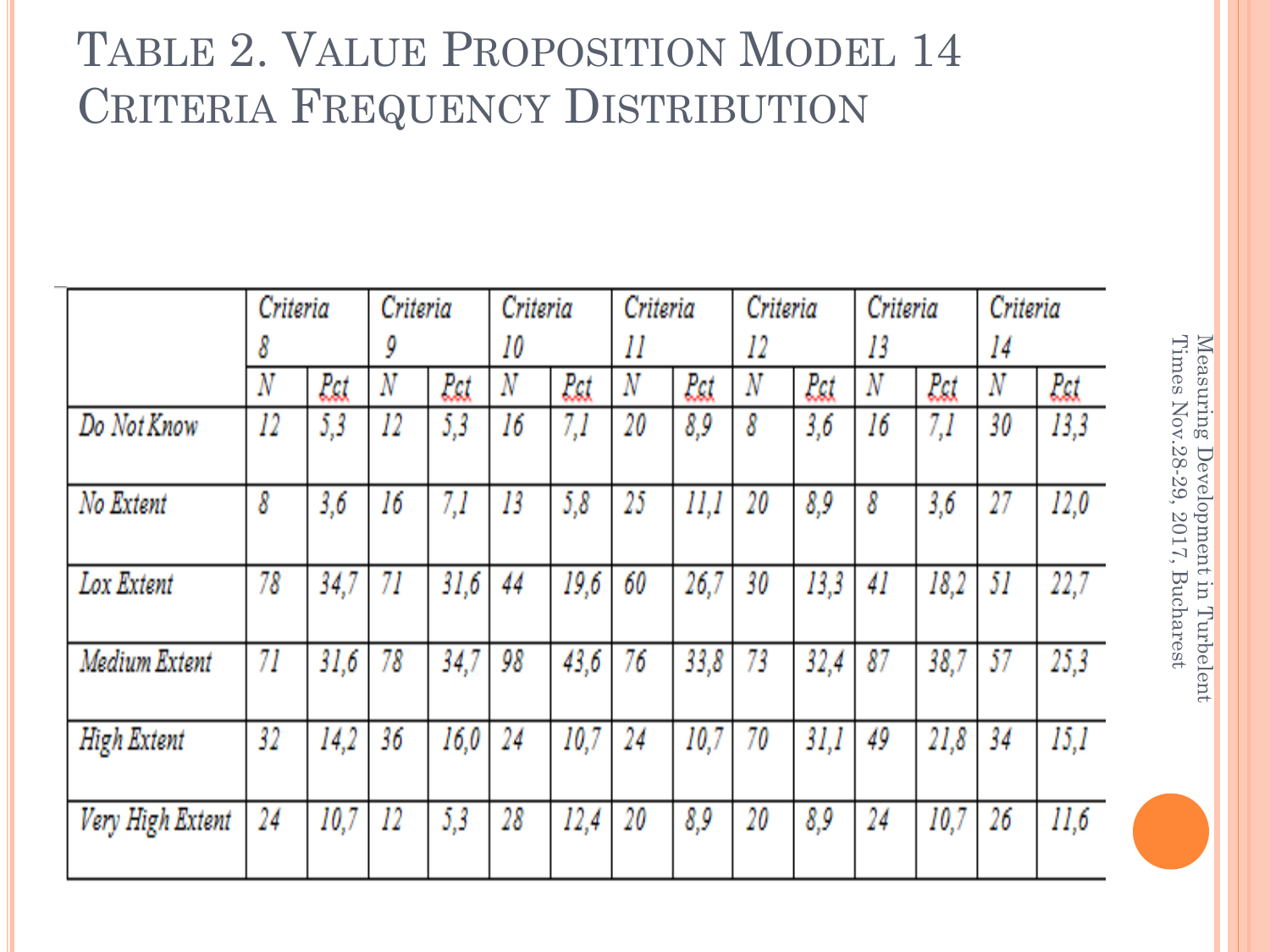# Table 2. Value Proposition Model 14 Criteria Frequency Distribution

| | Criteria 8 | | Criteria 9 | | Criteria 10 | | Criteria 11 | | Criteria 12 | | Criteria 13 | | Criteria 14 | |
|---|---|---|---|---|---|---|---|---|---|---|---|---|---|---|
| | N | Pct | N | Pct | N | Pct | N | Pct | N | Pct | N | Pct | N | Pct |
| *Do Not Know* | 12 | 5,3 | 12 | 5,3 | 16 | 7,1 | 20 | 8,9 | 8 | 3,6 | 16 | 7,1 | 30 | 13,3 |
| *No Extent* | 8 | 3,6 | 16 | 7,1 | 13 | 5,8 | 25 | 11,1 | 20 | 8,9 | 8 | 3,6 | 27 | 12,0 |
| *Lox Extent* | 78 | 34,7 | 71 | 31,6 | 44 | 19,6 | 60 | 26,7 | 30 | 13,3 | 41 | 18,2 | 51 | 22,7 |
| *Medium Extent* | 71 | 31,6 | 78 | 34,7 | 98 | 43,6 | 76 | 33,8 | 73 | 32,4 | 87 | 38,7 | 57 | 25,3 |
| *High Extent* | 32 | 14,2 | 36 | 16,0 | 24 | 10,7 | 24 | 10,7 | 70 | 31,1 | 49 | 21,8 | 34 | 15,1 |
| *Very High Extent* | 24 | 10,7 | 12 | 5,3 | 28 | 12,4 | 20 | 8,9 | 20 | 8,9 | 24 | 10,7 | 26 | 11,6 |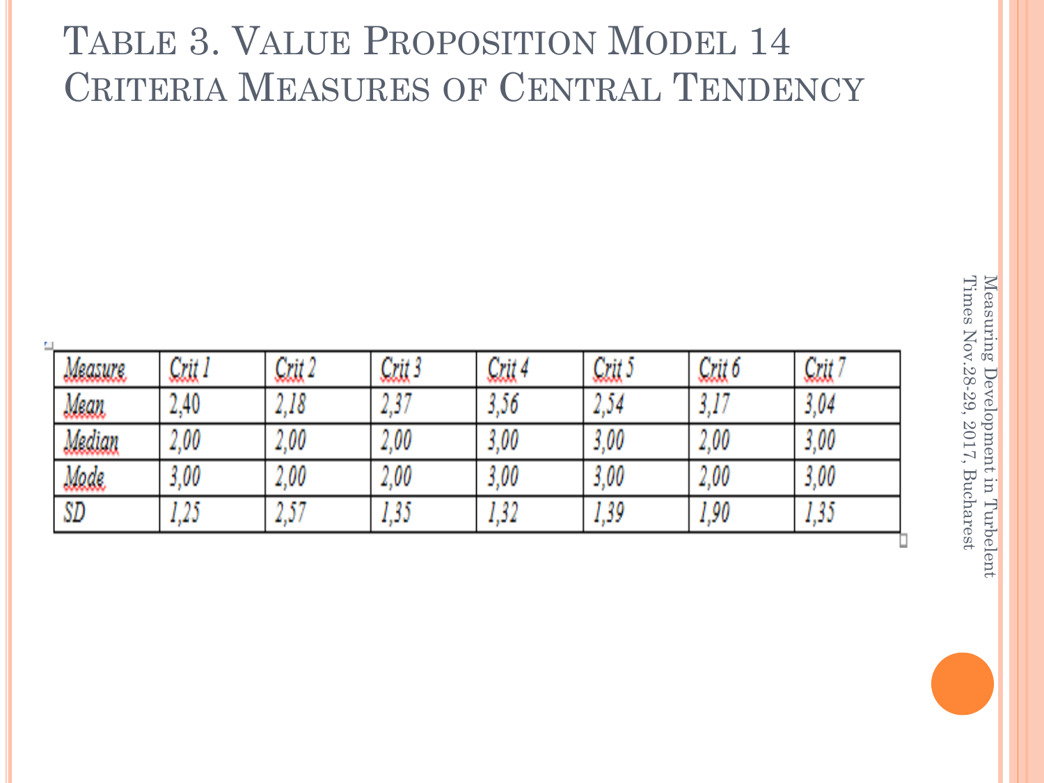# Table 3. Value Proposition Model 14 Criteria Measures of Central Tendency

| Measure | Crit 1 | Crit 2 | Crit 3 | Crit 4 | Crit 5 | Crit 6 | Crit 7 |
|---|---|---|---|---|---|---|---|
| Mean | 2,40 | 2,18 | 2,37 | 3,56 | 2,54 | 3,17 | 3,04 |
| Median | 2,00 | 2,00 | 2,00 | 3,00 | 3,00 | 2,00 | 3,00 |
| Mode | 3,00 | 2,00 | 2,00 | 3,00 | 3,00 | 2,00 | 3,00 |
| SD | 1,25 | 2,57 | 1,35 | 1,32 | 1,39 | 1,90 | 1,35 |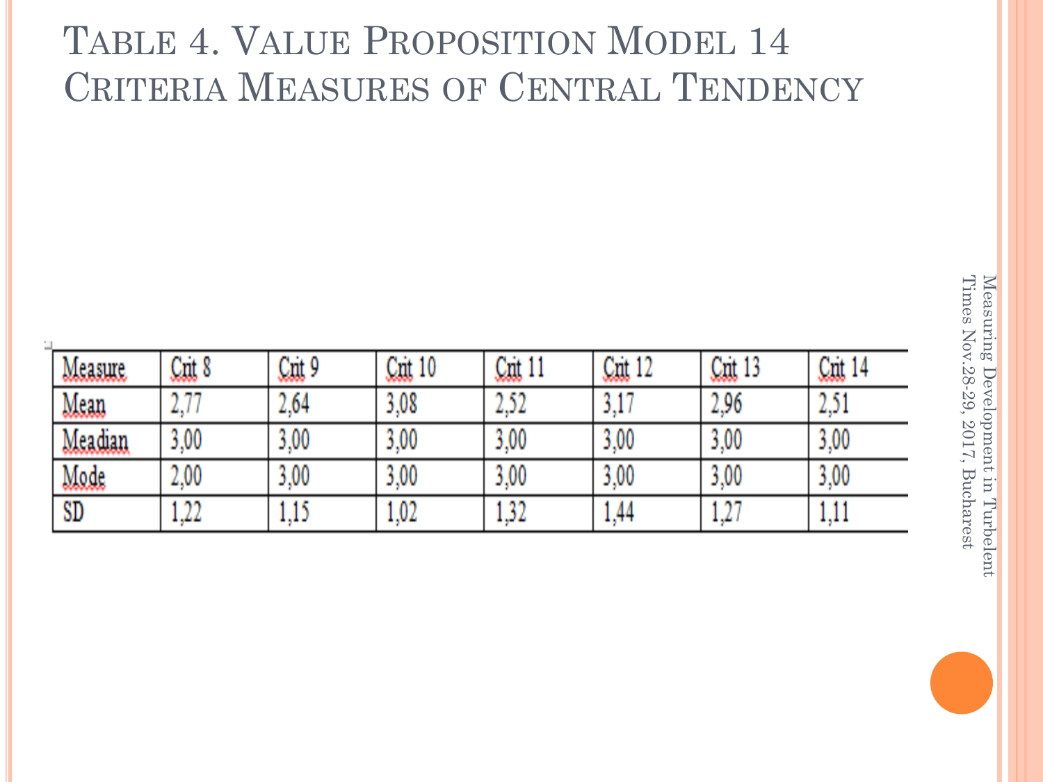# Table 4. Value Proposition Model 14 Criteria Measures of Central Tendency

| Measure | Crit 8 | Crit 9 | Crit 10 | Crit 11 | Crit 12 | Crit 13 | Crit 14 |
|---|---|---|---|---|---|---|---|
| Mean | 2,77 | 2,64 | 3,08 | 2,52 | 3,17 | 2,96 | 2,51 |
| Meadian | 3,00 | 3,00 | 3,00 | 3,00 | 3,00 | 3,00 | 3,00 |
| Mode | 2,00 | 3,00 | 3,00 | 3,00 | 3,00 | 3,00 | 3,00 |
| SD | 1,22 | 1,15 | 1,02 | 1,32 | 1,44 | 1,27 | 1,11 |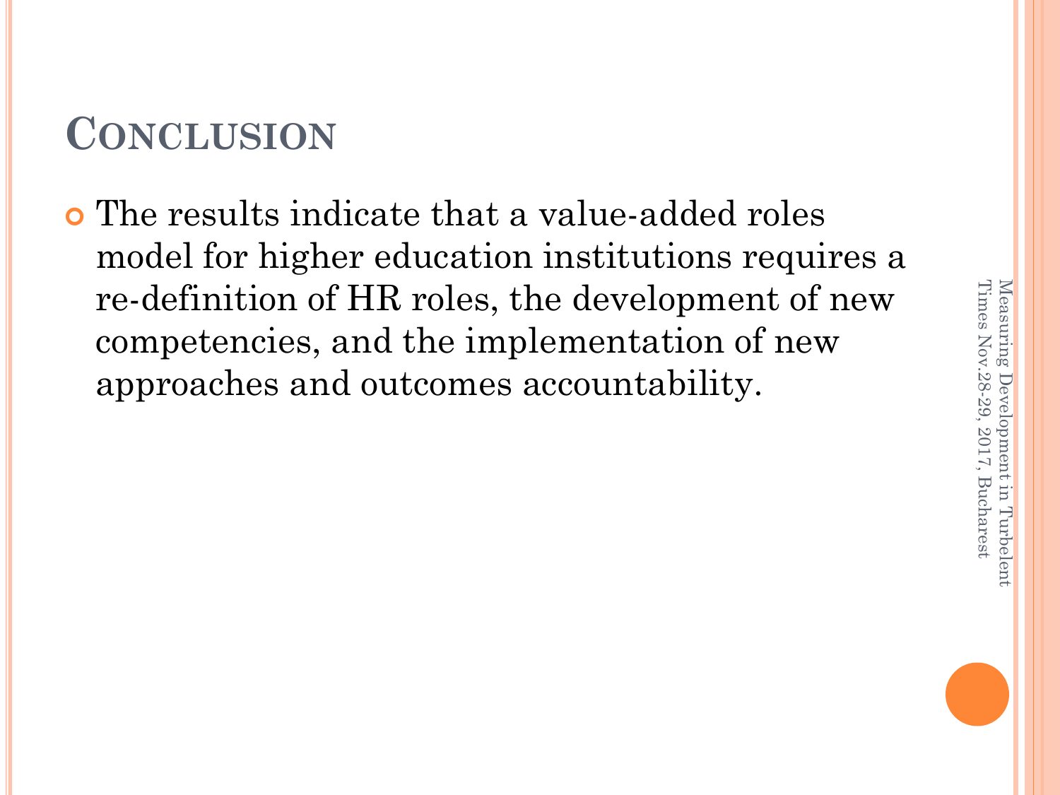# CONCLUSION

- The results indicate that a value-added roles model for higher education institutions requires a re-definition of HR roles, the development of new competencies, and the implementation of new approaches and outcomes accountability.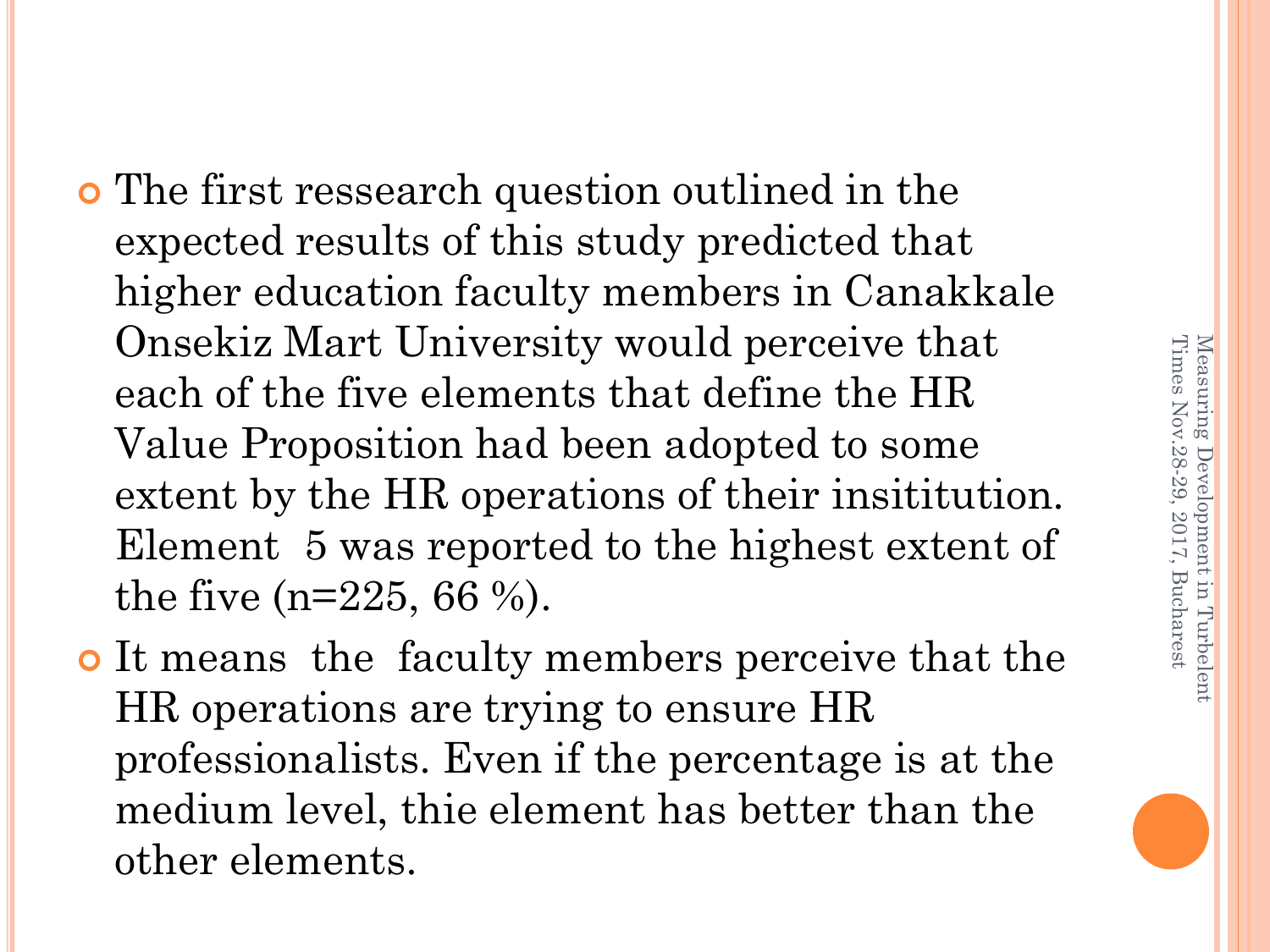- The first ressearch question outlined in the expected results of this study predicted that higher education faculty members in Canakkale Onsekiz Mart University would perceive that each of the five elements that define the HR Value Proposition had been adopted to some extent by the HR operations of their insititution. Element 5 was reported to the highest extent of the five (n=225, 66 %).
- It means the faculty members perceive that the HR operations are trying to ensure HR professionalists. Even if the percentage is at the medium level, thie element has better than the other elements.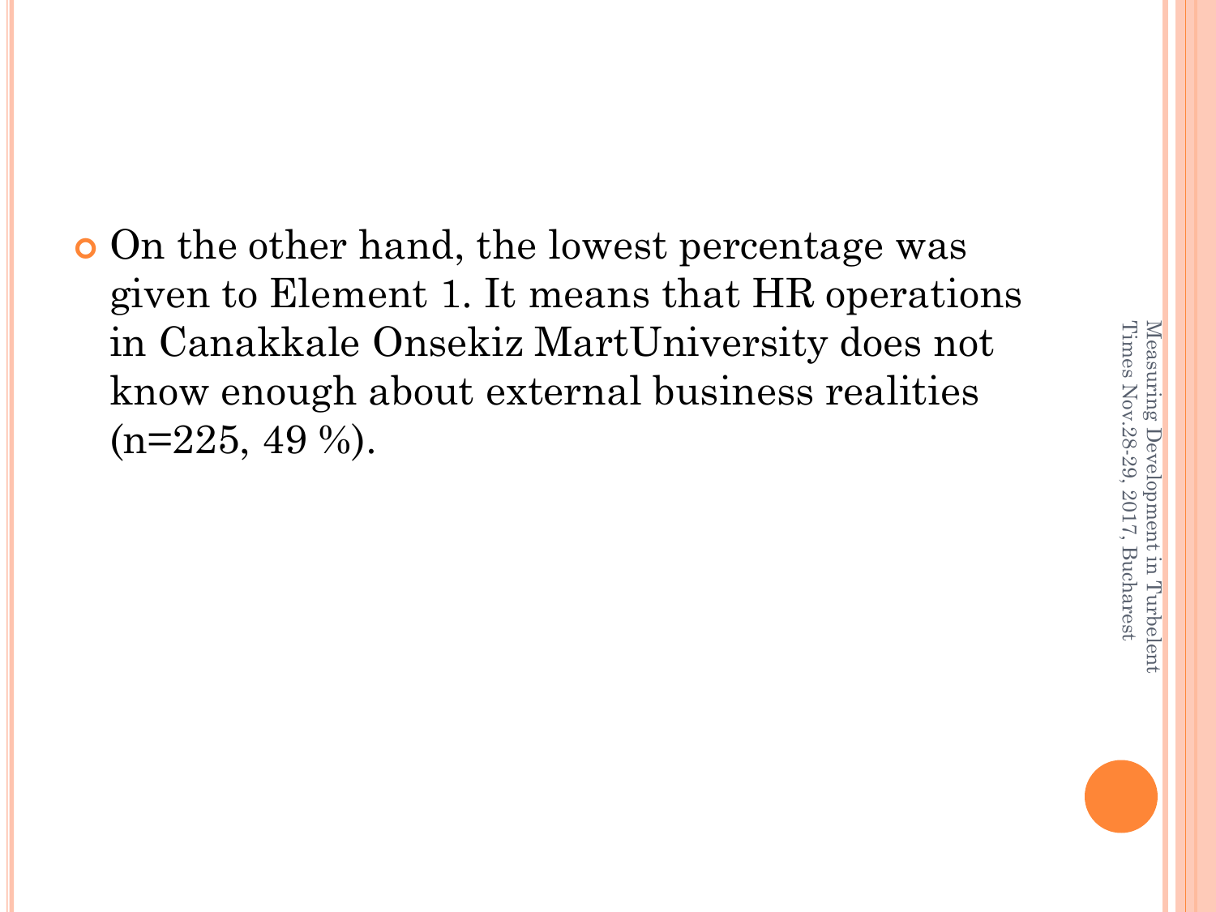- On the other hand, the lowest percentage was given to Element 1. It means that HR operations in Canakkale Onsekiz MartUniversity does not know enough about external business realities (n=225, 49 %).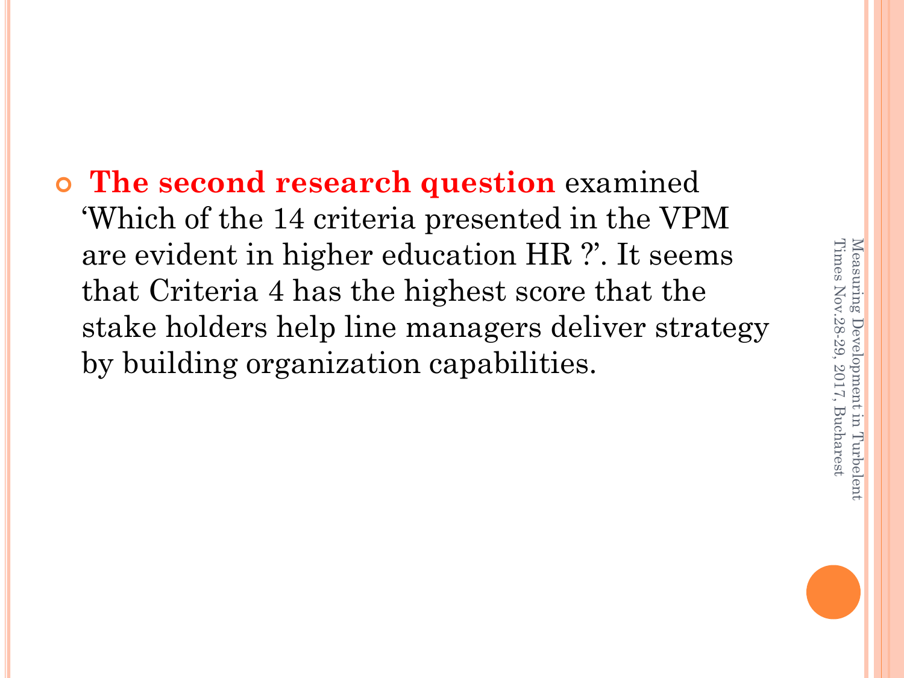- **The second research question** examined 'Which of the 14 criteria presented in the VPM are evident in higher education HR ?'. It seems that Criteria 4 has the highest score that the stake holders help line managers deliver strategy by building organization capabilities.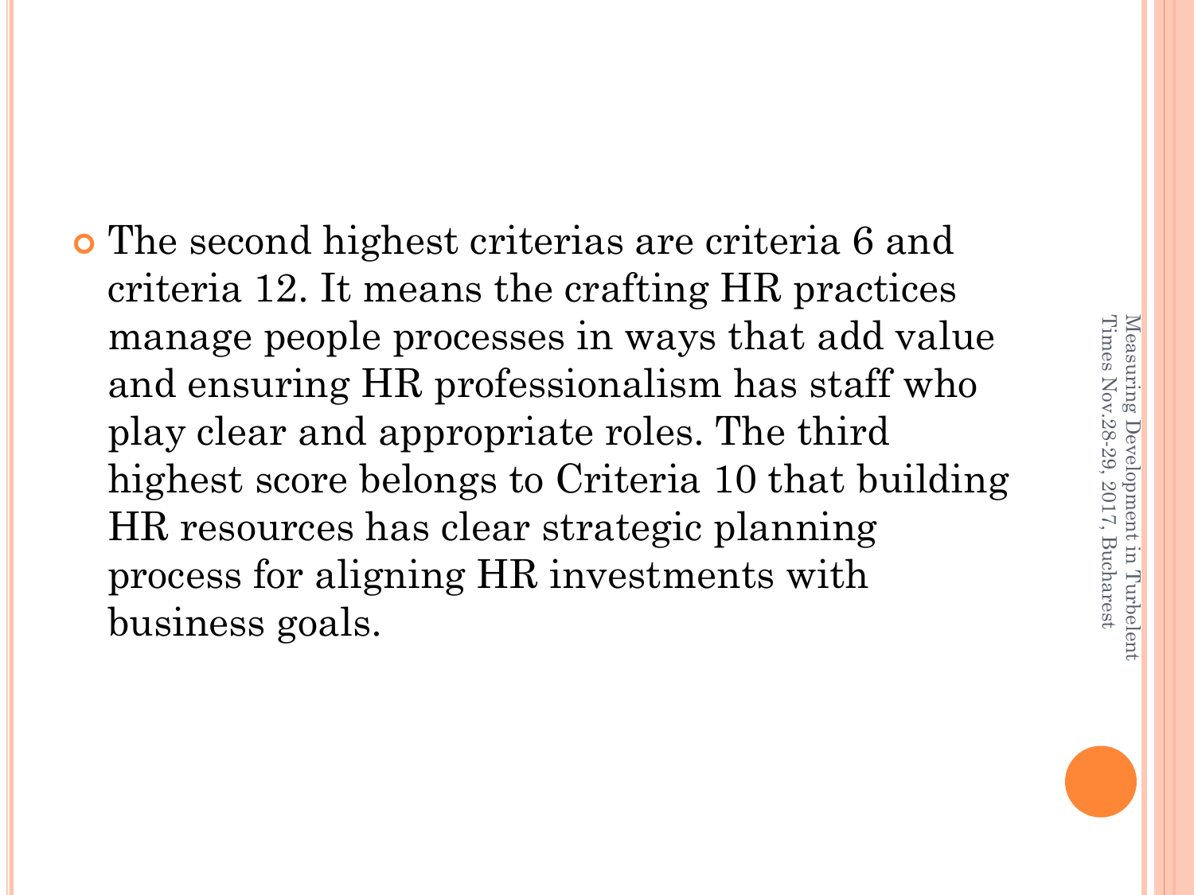- The second highest criterias are criteria 6 and criteria 12. It means the crafting HR practices manage people processes in ways that add value and ensuring HR professionalism has staff who play clear and appropriate roles. The third highest score belongs to Criteria 10 that building HR resources has clear strategic planning process for aligning HR investments with business goals.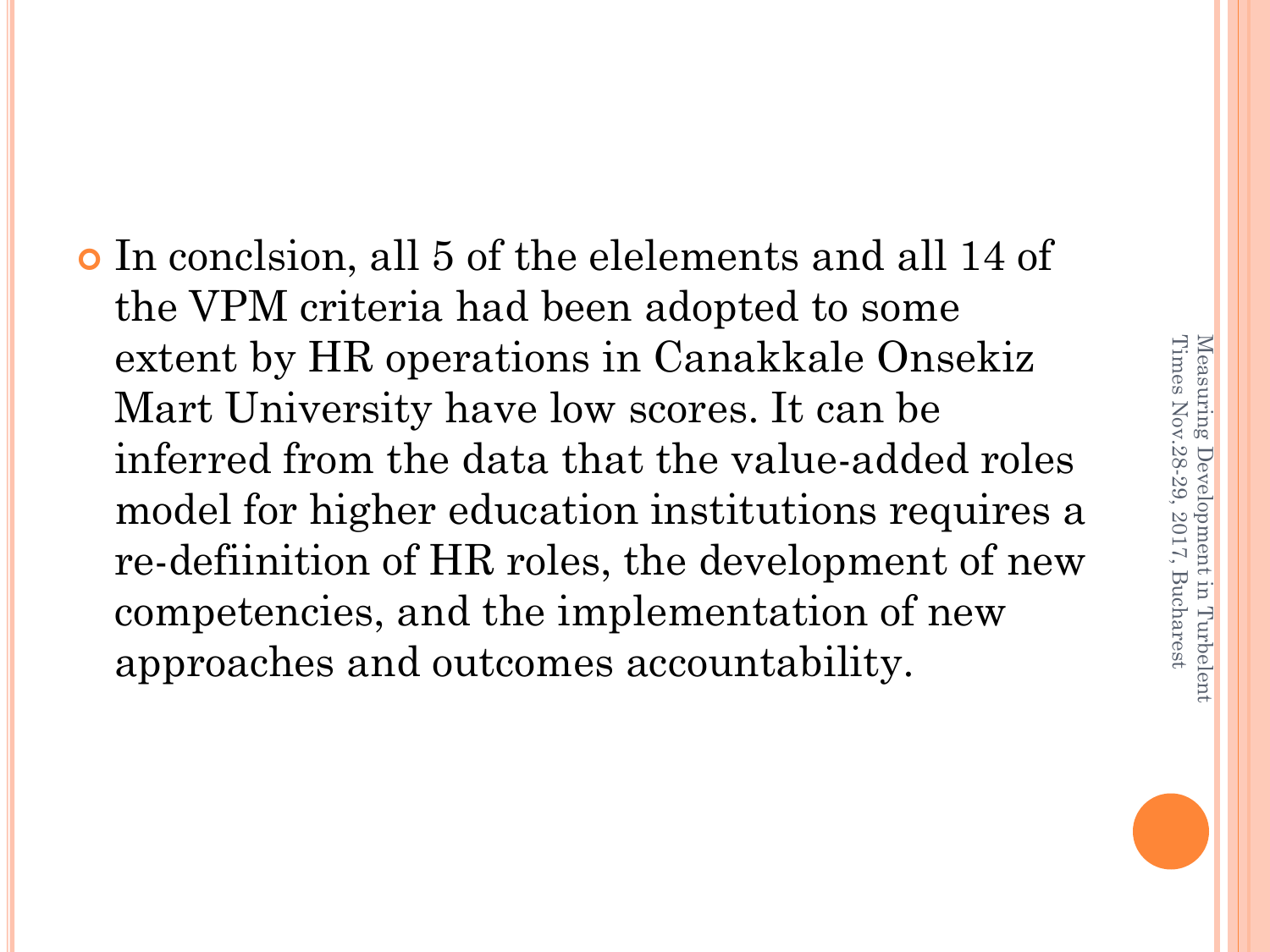- In conclsion, all 5 of the elelements and all 14 of the VPM criteria had been adopted to some extent by HR operations in Canakkale Onsekiz Mart University have low scores. It can be inferred from the data that the value-added roles model for higher education institutions requires a re-defiinition of HR roles, the development of new competencies, and the implementation of new approaches and outcomes accountability.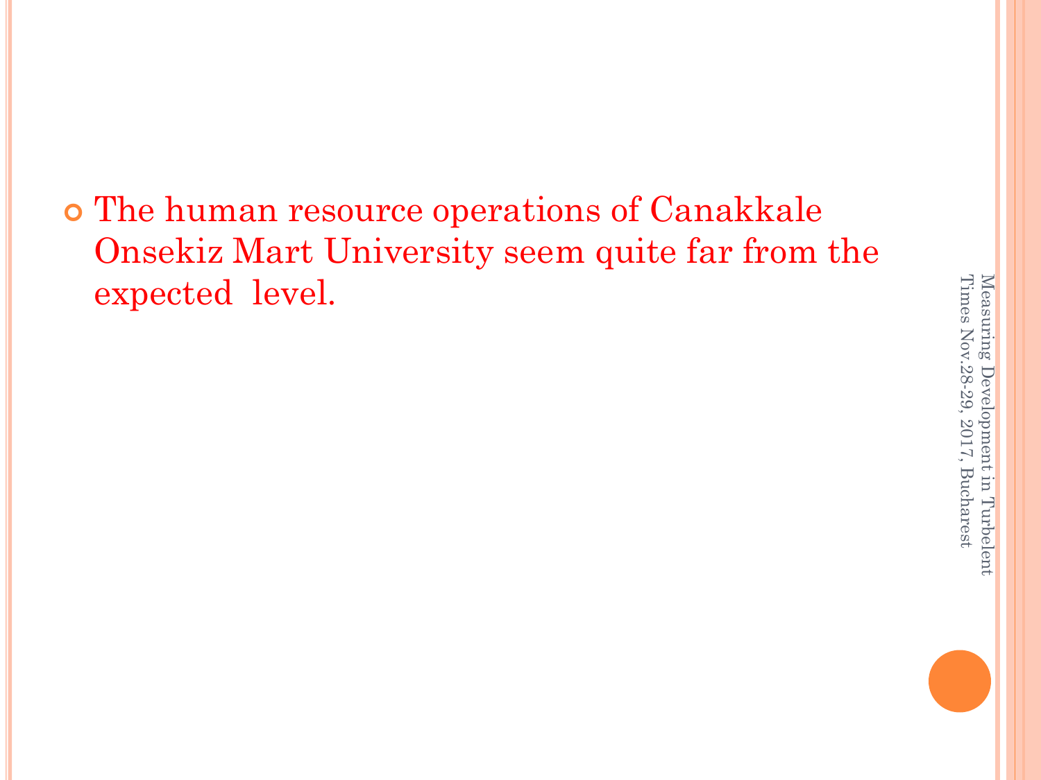- The human resource operations of Canakkale Onsekiz Mart University seem quite far from the expected level.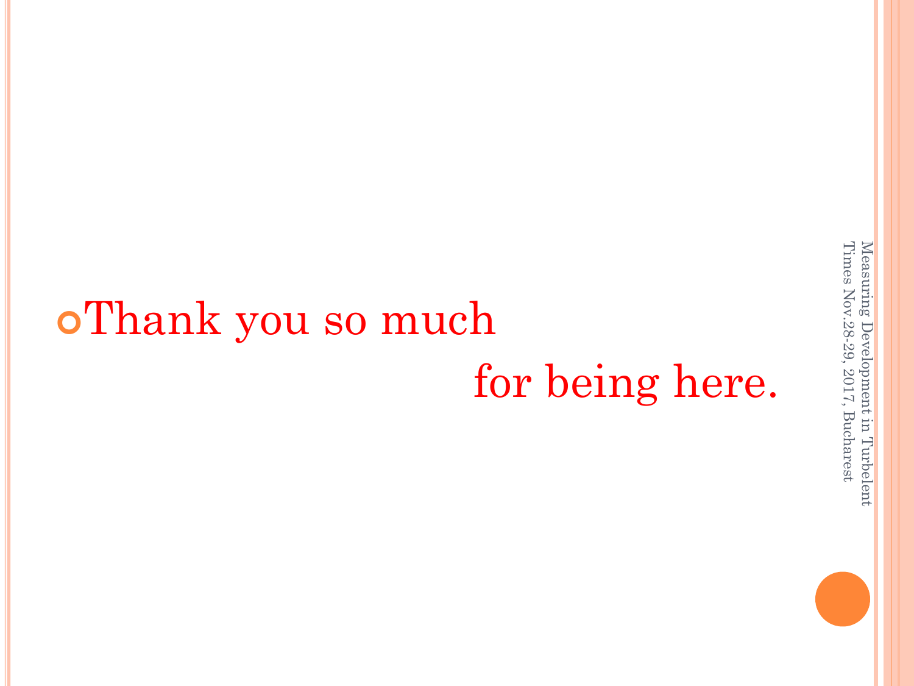- Thank you so much

  for being here.